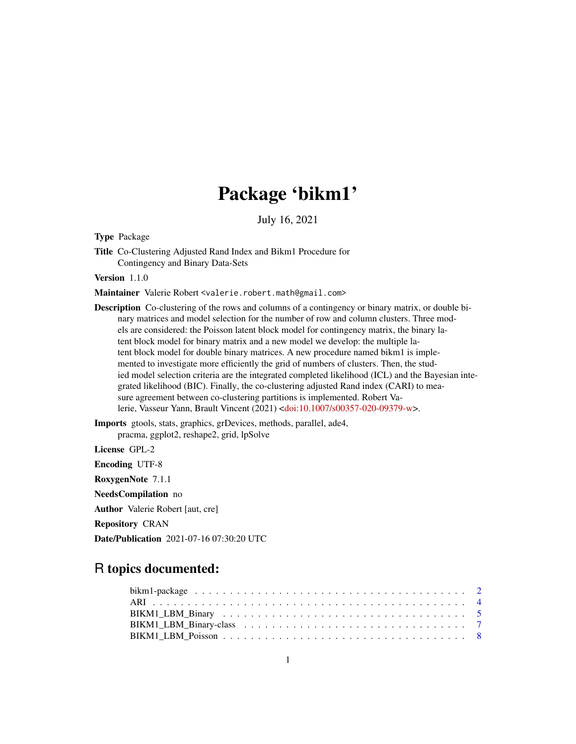# Package 'bikm1'

July 16, 2021

**Type** Package

**Title** Co-Clustering Adjusted Rand Index and Bikm1 Procedure for Contingency and Binary Data-Sets

**Version** 1.1.0

**Maintainer** Valerie Robert <valerie.robert.math@gmail.com>

**Description** Co-clustering of the rows and columns of a contingency or binary matrix, or double binary matrices and model selection for the number of row and column clusters. Three models are considered: the Poisson latent block model for contingency matrix, the binary latent block model for binary matrix and a new model we develop: the multiple latent block model for double binary matrices. A new procedure named bikm1 is implemented to investigate more efficiently the grid of numbers of clusters. Then, the studied model selection criteria are the integrated completed likelihood (ICL) and the Bayesian integrated likelihood (BIC). Finally, the co-clustering adjusted Rand index (CARI) to measure agreement between co-clustering partitions is implemented. Robert Valerie, Vasseur Yann, Brault Vincent (2021) <doi:10.1007/s00357-020-09379-w>.

**Imports** gtools, stats, graphics, grDevices, methods, parallel, ade4, pracma, ggplot2, reshape2, grid, lpSolve

**License** GPL-2

**Encoding** UTF-8

**RoxygenNote** 7.1.1

**NeedsCompilation** no

**Author** Valerie Robert [aut, cre]

**Repository** CRAN

**Date/Publication** 2021-07-16 07:30:20 UTC

## R topics documented:

- bikm1-package . . . . . . . . . . . . . . . . . . . . . . . . . . . . . . . . . . . . . . 2
- ARI . . . . . . . . . . . . . . . . . . . . . . . . . . . . . . . . . . . . . . . . . . . . 4
- BIKM1_LBM_Binary . . . . . . . . . . . . . . . . . . . . . . . . . . . . . . . . . . . . 5
- BIKM1_LBM_Binary-class . . . . . . . . . . . . . . . . . . . . . . . . . . . . . . . . . 7
- BIKM1_LBM_Poisson . . . . . . . . . . . . . . . . . . . . . . . . . . . . . . . . . . . 8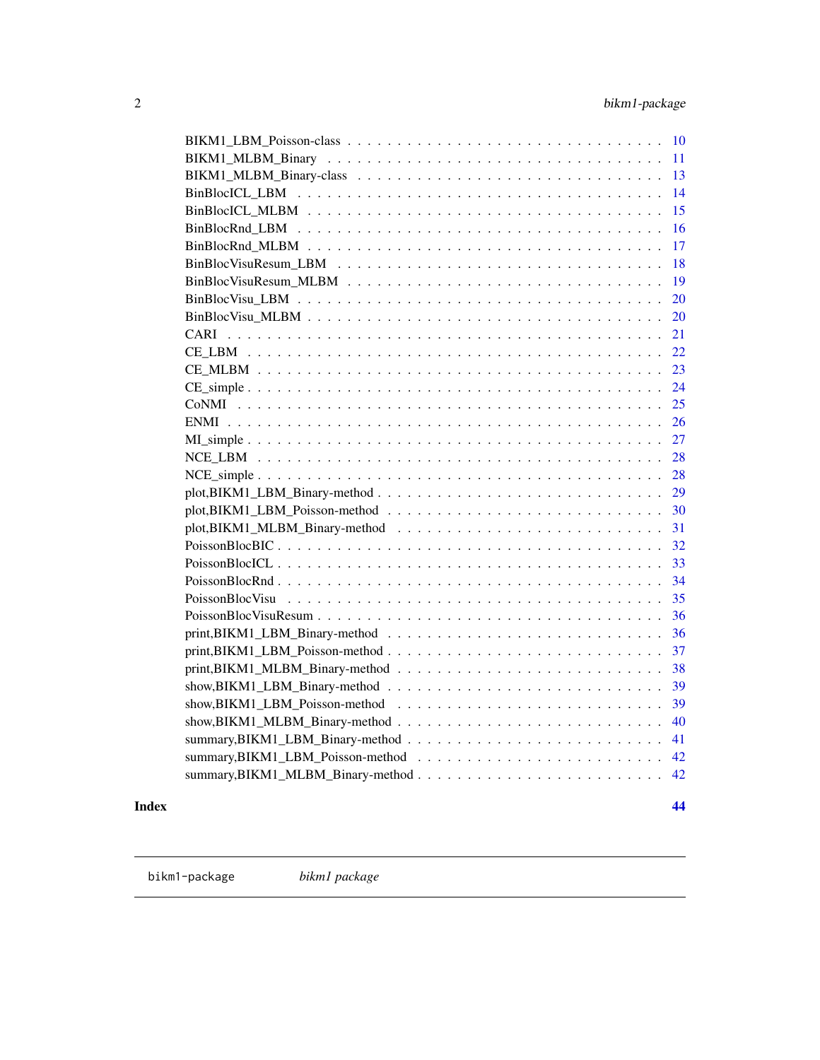| | |
|---|---|
| BIKM1_LBM_Poisson-class | 10 |
| BIKM1_MLBM_Binary | 11 |
| BIKM1_MLBM_Binary-class | 13 |
| BinBlocICL_LBM | 14 |
| BinBlocICL_MLBM | 15 |
| BinBlocRnd_LBM | 16 |
| BinBlocRnd_MLBM | 17 |
| BinBlocVisuResum_LBM | 18 |
| BinBlocVisuResum_MLBM | 19 |
| BinBlocVisu_LBM | 20 |
| BinBlocVisu_MLBM | 20 |
| CARI | 21 |
| CE_LBM | 22 |
| CE_MLBM | 23 |
| CE_simple | 24 |
| CoNMI | 25 |
| ENMI | 26 |
| MI_simple | 27 |
| NCE_LBM | 28 |
| NCE_simple | 28 |
| plot,BIKM1_LBM_Binary-method | 29 |
| plot,BIKM1_LBM_Poisson-method | 30 |
| plot,BIKM1_MLBM_Binary-method | 31 |
| PoissonBlocBIC | 32 |
| PoissonBlocICL | 33 |
| PoissonBlocRnd | 34 |
| PoissonBlocVisu | 35 |
| PoissonBlocVisuResum | 36 |
| print,BIKM1_LBM_Binary-method | 36 |
| print,BIKM1_LBM_Poisson-method | 37 |
| print,BIKM1_MLBM_Binary-method | 38 |
| show,BIKM1_LBM_Binary-method | 39 |
| show,BIKM1_LBM_Poisson-method | 39 |
| show,BIKM1_MLBM_Binary-method | 40 |
| summary,BIKM1_LBM_Binary-method | 41 |
| summary,BIKM1_LBM_Poisson-method | 42 |
| summary,BIKM1_MLBM_Binary-method | 42 |

**Index** **44**

---

`bikm1-package` *bikm1 package*

---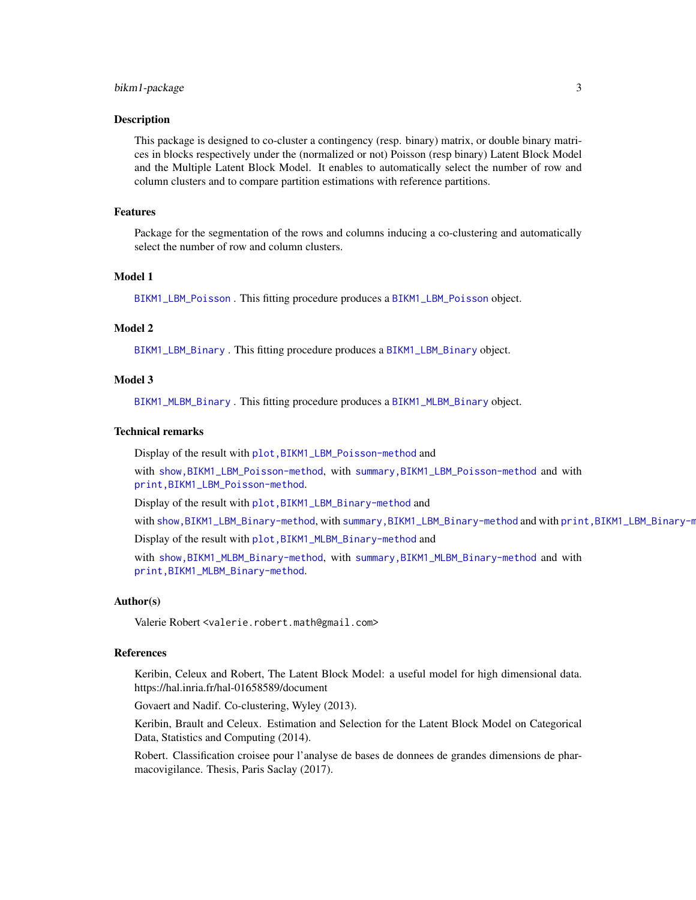### Description

This package is designed to co-cluster a contingency (resp. binary) matrix, or double binary matrices in blocks respectively under the (normalized or not) Poisson (resp binary) Latent Block Model and the Multiple Latent Block Model. It enables to automatically select the number of row and column clusters and to compare partition estimations with reference partitions.

### Features

Package for the segmentation of the rows and columns inducing a co-clustering and automatically select the number of row and column clusters.

### Model 1

`BIKM1_LBM_Poisson` . This fitting procedure produces a `BIKM1_LBM_Poisson` object.

### Model 2

`BIKM1_LBM_Binary` . This fitting procedure produces a `BIKM1_LBM_Binary` object.

### Model 3

`BIKM1_MLBM_Binary` . This fitting procedure produces a `BIKM1_MLBM_Binary` object.

### Technical remarks

Display of the result with `plot,BIKM1_LBM_Poisson-method` and

with `show,BIKM1_LBM_Poisson-method`, with `summary,BIKM1_LBM_Poisson-method` and with `print,BIKM1_LBM_Poisson-method`.

Display of the result with `plot,BIKM1_LBM_Binary-method` and

with `show,BIKM1_LBM_Binary-method`, with `summary,BIKM1_LBM_Binary-method` and with `print,BIKM1_LBM_Binary-method`.

Display of the result with `plot,BIKM1_MLBM_Binary-method` and

with `show,BIKM1_MLBM_Binary-method`, with `summary,BIKM1_MLBM_Binary-method` and with `print,BIKM1_MLBM_Binary-method`.

### Author(s)

Valerie Robert <valerie.robert.math@gmail.com>

### References

Keribin, Celeux and Robert, The Latent Block Model: a useful model for high dimensional data. https://hal.inria.fr/hal-01658589/document

Govaert and Nadif. Co-clustering, Wyley (2013).

Keribin, Brault and Celeux. Estimation and Selection for the Latent Block Model on Categorical Data, Statistics and Computing (2014).

Robert. Classification croisee pour l'analyse de bases de donnees de grandes dimensions de pharmacovigilance. Thesis, Paris Saclay (2017).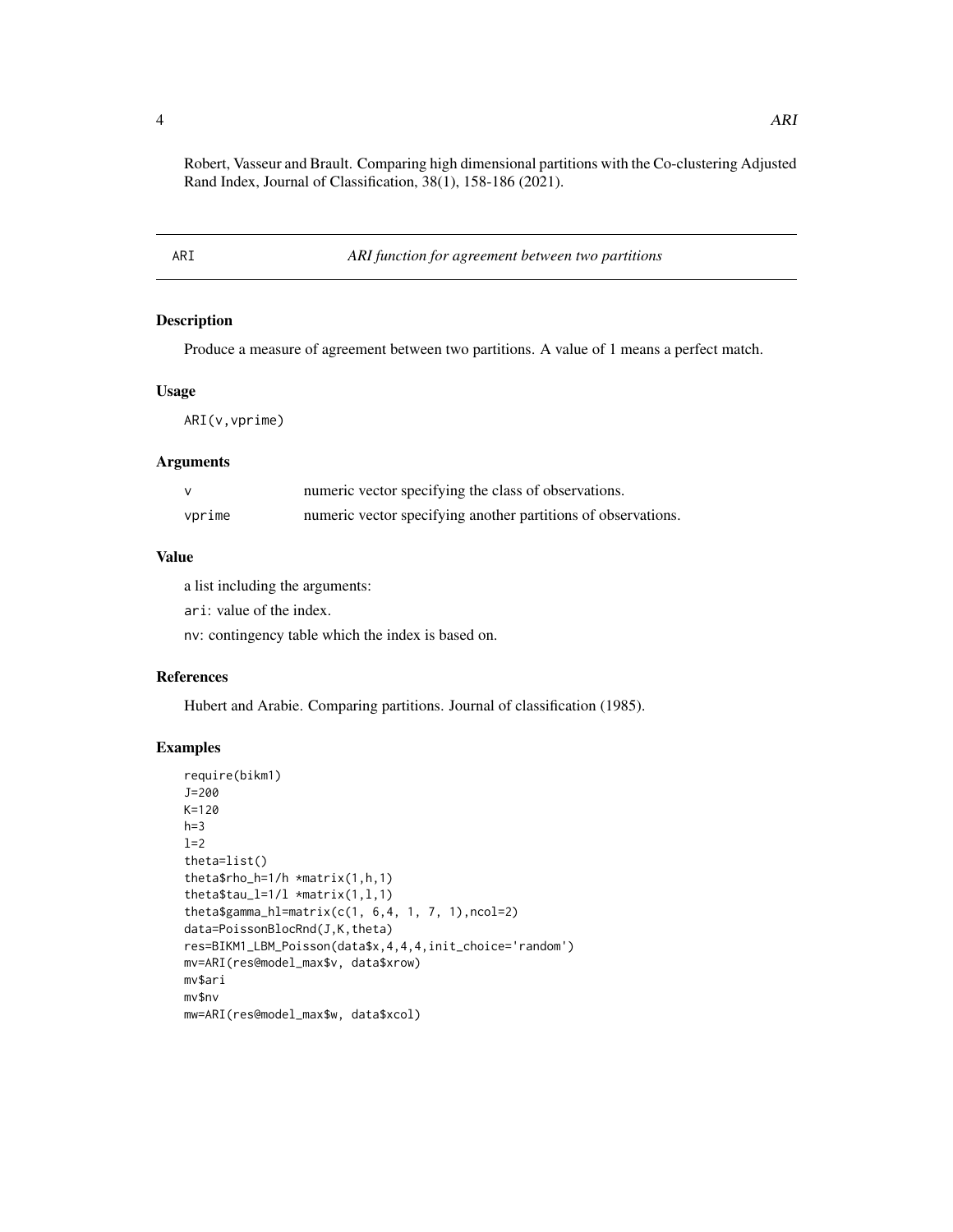Robert, Vasseur and Brault. Comparing high dimensional partitions with the Co-clustering Adjusted Rand Index, Journal of Classification, 38(1), 158-186 (2021).

---

## ARI — *ARI function for agreement between two partitions*

### Description

Produce a measure of agreement between two partitions. A value of 1 means a perfect match.

### Usage

```
ARI(v,vprime)
```

### Arguments

| | |
|---|---|
| v | numeric vector specifying the class of observations. |
| vprime | numeric vector specifying another partitions of observations. |

### Value

a list including the arguments:

ari: value of the index.

nv: contingency table which the index is based on.

### References

Hubert and Arabie. Comparing partitions. Journal of classification (1985).

### Examples

```
require(bikm1)
J=200
K=120
h=3
l=2
theta=list()
theta$rho_h=1/h *matrix(1,h,1)
theta$tau_l=1/l *matrix(1,l,1)
theta$gamma_hl=matrix(c(1, 6,4, 1, 7, 1),ncol=2)
data=PoissonBlocRnd(J,K,theta)
res=BIKM1_LBM_Poisson(data$x,4,4,4,init_choice='random')
mv=ARI(res@model_max$v, data$xrow)
mv$ari
mv$nv
mw=ARI(res@model_max$w, data$xcol)
```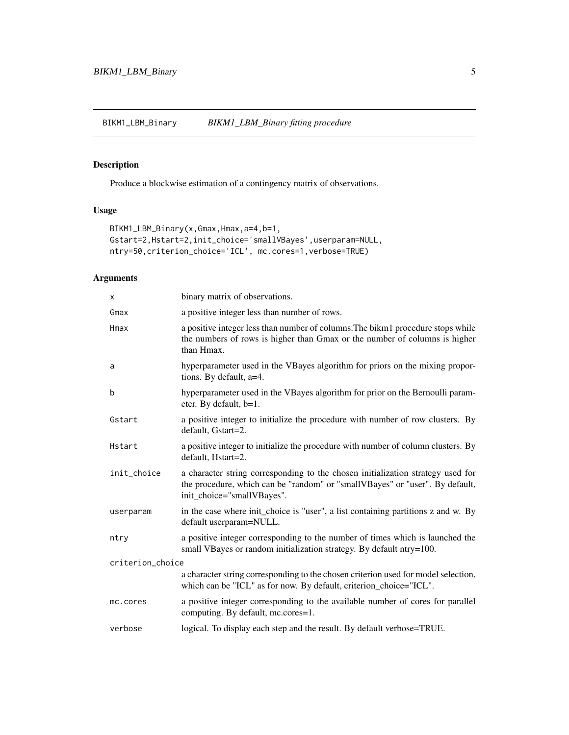BIKM1_LBM_Binary *BIKM1_LBM_Binary fitting procedure*

## Description

Produce a blockwise estimation of a contingency matrix of observations.

## Usage

```
BIKM1_LBM_Binary(x,Gmax,Hmax,a=4,b=1,
Gstart=2,Hstart=2,init_choice='smallVBayes',userparam=NULL,
ntry=50,criterion_choice='ICL', mc.cores=1,verbose=TRUE)
```

## Arguments

| | |
|---|---|
| `x` | binary matrix of observations. |
| `Gmax` | a positive integer less than number of rows. |
| `Hmax` | a positive integer less than number of columns.The bikm1 procedure stops while the numbers of rows is higher than Gmax or the number of columns is higher than Hmax. |
| `a` | hyperparameter used in the VBayes algorithm for priors on the mixing proportions. By default, a=4. |
| `b` | hyperparameter used in the VBayes algorithm for prior on the Bernoulli parameter. By default, b=1. |
| `Gstart` | a positive integer to initialize the procedure with number of row clusters. By default, Gstart=2. |
| `Hstart` | a positive integer to initialize the procedure with number of column clusters. By default, Hstart=2. |
| `init_choice` | a character string corresponding to the chosen initialization strategy used for the procedure, which can be "random" or "smallVBayes" or "user". By default, init_choice="smallVBayes". |
| `userparam` | in the case where init_choice is "user", a list containing partitions z and w. By default userparam=NULL. |
| `ntry` | a positive integer corresponding to the number of times which is launched the small VBayes or random initialization strategy. By default ntry=100. |
| `criterion_choice` | a character string corresponding to the chosen criterion used for model selection, which can be "ICL" as for now. By default, criterion_choice="ICL". |
| `mc.cores` | a positive integer corresponding to the available number of cores for parallel computing. By default, mc.cores=1. |
| `verbose` | logical. To display each step and the result. By default verbose=TRUE. |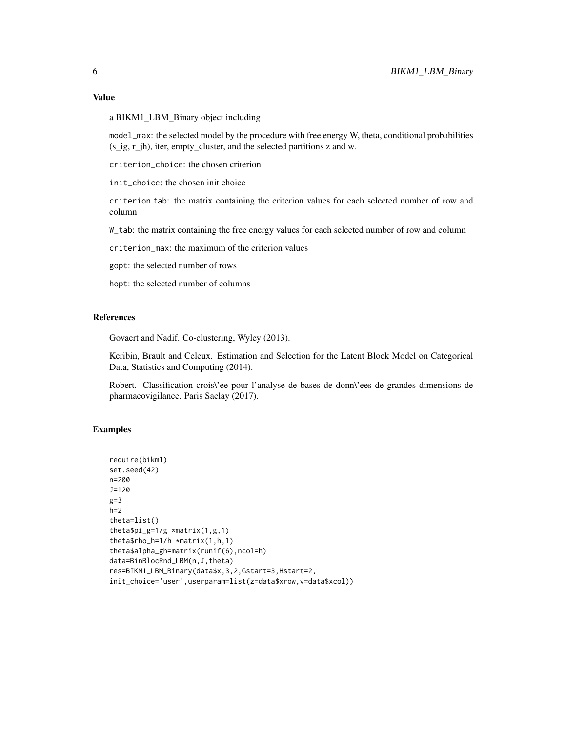### Value

a BIKM1_LBM_Binary object including

`model_max`: the selected model by the procedure with free energy W, theta, conditional probabilities (s_ig, r_jh), iter, empty_cluster, and the selected partitions z and w.

`criterion_choice`: the chosen criterion

`init_choice`: the chosen init choice

`criterion tab`: the matrix containing the criterion values for each selected number of row and column

`W_tab`: the matrix containing the free energy values for each selected number of row and column

`criterion_max`: the maximum of the criterion values

`gopt`: the selected number of rows

`hopt`: the selected number of columns

### References

Govaert and Nadif. Co-clustering, Wyley (2013).

Keribin, Brault and Celeux. Estimation and Selection for the Latent Block Model on Categorical Data, Statistics and Computing (2014).

Robert. Classification crois\'ee pour l'analyse de bases de donn\'ees de grandes dimensions de pharmacovigilance. Paris Saclay (2017).

### Examples

```
require(bikm1)
set.seed(42)
n=200
J=120
g=3
h=2
theta=list()
theta$pi_g=1/g *matrix(1,g,1)
theta$rho_h=1/h *matrix(1,h,1)
theta$alpha_gh=matrix(runif(6),ncol=h)
data=BinBlocRnd_LBM(n,J,theta)
res=BIKM1_LBM_Binary(data$x,3,2,Gstart=3,Hstart=2,
init_choice='user',userparam=list(z=data$xrow,v=data$xcol))
```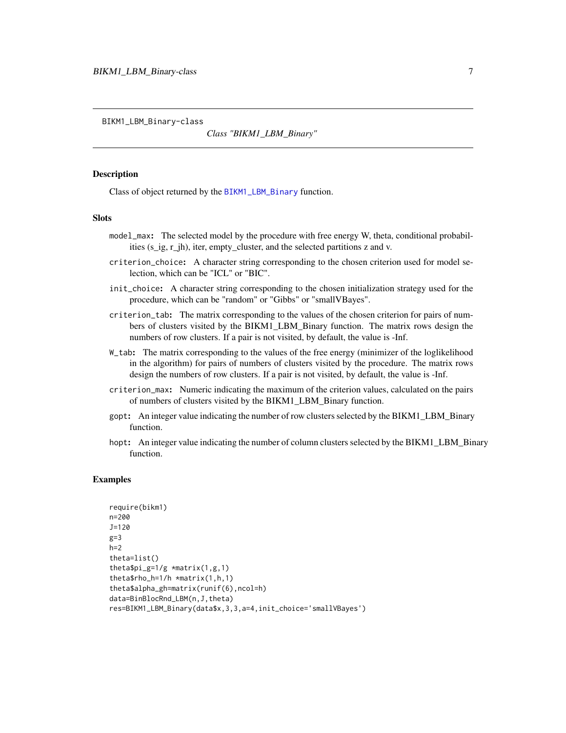BIKM1_LBM_Binary-class

*Class "BIKM1_LBM_Binary"*

## Description

Class of object returned by the BIKM1_LBM_Binary function.

## Slots

- `model_max`: The selected model by the procedure with free energy W, theta, conditional probabilities (s_ig, r_jh), iter, empty_cluster, and the selected partitions z and v.
- `criterion_choice`: A character string corresponding to the chosen criterion used for model selection, which can be "ICL" or "BIC".
- `init_choice`: A character string corresponding to the chosen initialization strategy used for the procedure, which can be "random" or "Gibbs" or "smallVBayes".
- `criterion_tab`: The matrix corresponding to the values of the chosen criterion for pairs of numbers of clusters visited by the BIKM1_LBM_Binary function. The matrix rows design the numbers of row clusters. If a pair is not visited, by default, the value is -Inf.
- `W_tab`: The matrix corresponding to the values of the free energy (minimizer of the loglikelihood in the algorithm) for pairs of numbers of clusters visited by the procedure. The matrix rows design the numbers of row clusters. If a pair is not visited, by default, the value is -Inf.
- `criterion_max`: Numeric indicating the maximum of the criterion values, calculated on the pairs of numbers of clusters visited by the BIKM1_LBM_Binary function.
- `gopt`: An integer value indicating the number of row clusters selected by the BIKM1_LBM_Binary function.
- `hopt`: An integer value indicating the number of column clusters selected by the BIKM1_LBM_Binary function.

## Examples

```
require(bikm1)
n=200
J=120
g=3
h=2
theta=list()
theta$pi_g=1/g *matrix(1,g,1)
theta$rho_h=1/h *matrix(1,h,1)
theta$alpha_gh=matrix(runif(6),ncol=h)
data=BinBlocRnd_LBM(n,J,theta)
res=BIKM1_LBM_Binary(data$x,3,3,a=4,init_choice='smallVBayes')
```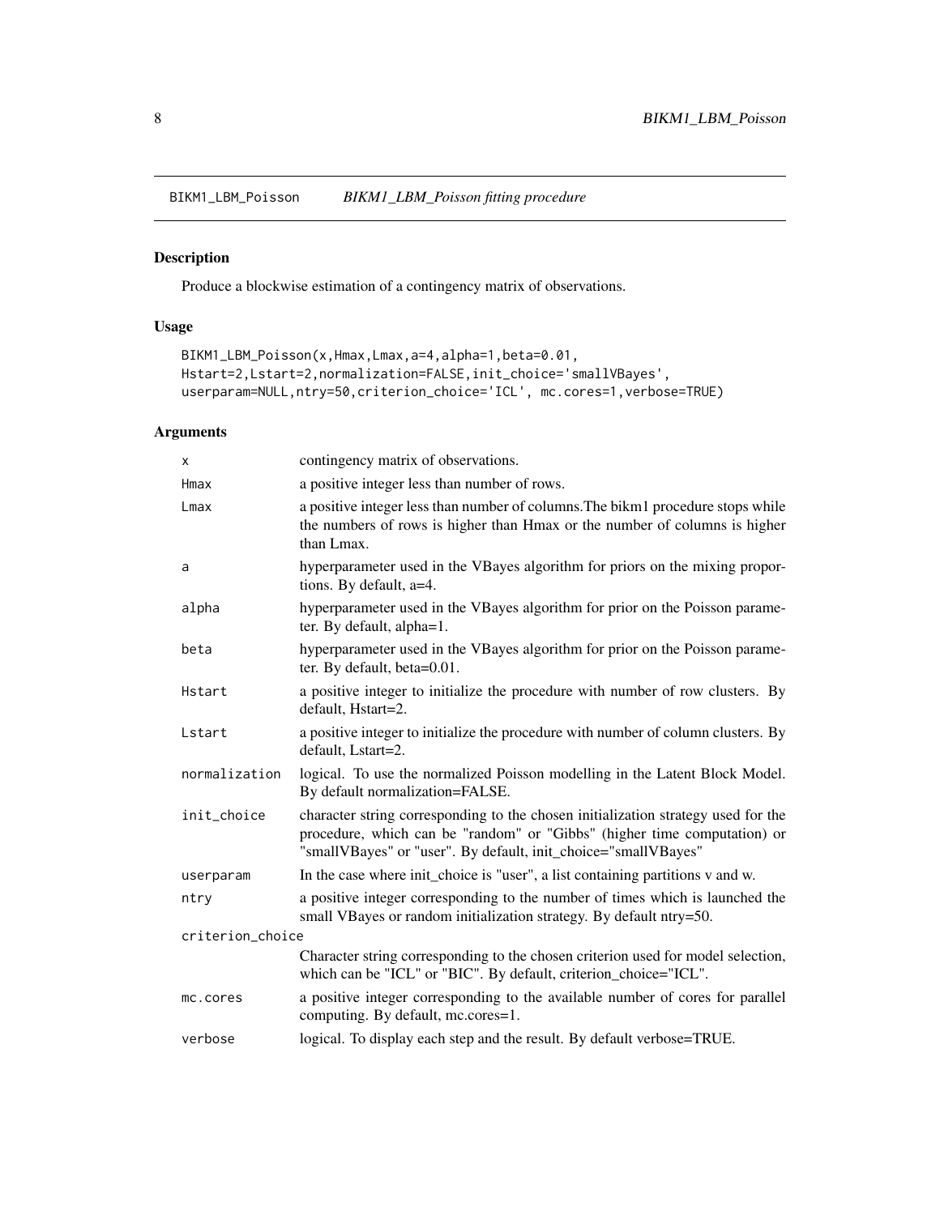BIKM1_LBM_Poisson    *BIKM1_LBM_Poisson fitting procedure*

## Description

Produce a blockwise estimation of a contingency matrix of observations.

## Usage

```
BIKM1_LBM_Poisson(x,Hmax,Lmax,a=4,alpha=1,beta=0.01,
Hstart=2,Lstart=2,normalization=FALSE,init_choice='smallVBayes',
userparam=NULL,ntry=50,criterion_choice='ICL', mc.cores=1,verbose=TRUE)
```

## Arguments

| | |
|---|---|
| `x` | contingency matrix of observations. |
| `Hmax` | a positive integer less than number of rows. |
| `Lmax` | a positive integer less than number of columns.The bikm1 procedure stops while the numbers of rows is higher than Hmax or the number of columns is higher than Lmax. |
| `a` | hyperparameter used in the VBayes algorithm for priors on the mixing proportions. By default, a=4. |
| `alpha` | hyperparameter used in the VBayes algorithm for prior on the Poisson parameter. By default, alpha=1. |
| `beta` | hyperparameter used in the VBayes algorithm for prior on the Poisson parameter. By default, beta=0.01. |
| `Hstart` | a positive integer to initialize the procedure with number of row clusters. By default, Hstart=2. |
| `Lstart` | a positive integer to initialize the procedure with number of column clusters. By default, Lstart=2. |
| `normalization` | logical. To use the normalized Poisson modelling in the Latent Block Model. By default normalization=FALSE. |
| `init_choice` | character string corresponding to the chosen initialization strategy used for the procedure, which can be "random" or "Gibbs" (higher time computation) or "smallVBayes" or "user". By default, init_choice="smallVBayes" |
| `userparam` | In the case where init_choice is "user", a list containing partitions v and w. |
| `ntry` | a positive integer corresponding to the number of times which is launched the small VBayes or random initialization strategy. By default ntry=50. |
| `criterion_choice` | Character string corresponding to the chosen criterion used for model selection, which can be "ICL" or "BIC". By default, criterion_choice="ICL". |
| `mc.cores` | a positive integer corresponding to the available number of cores for parallel computing. By default, mc.cores=1. |
| `verbose` | logical. To display each step and the result. By default verbose=TRUE. |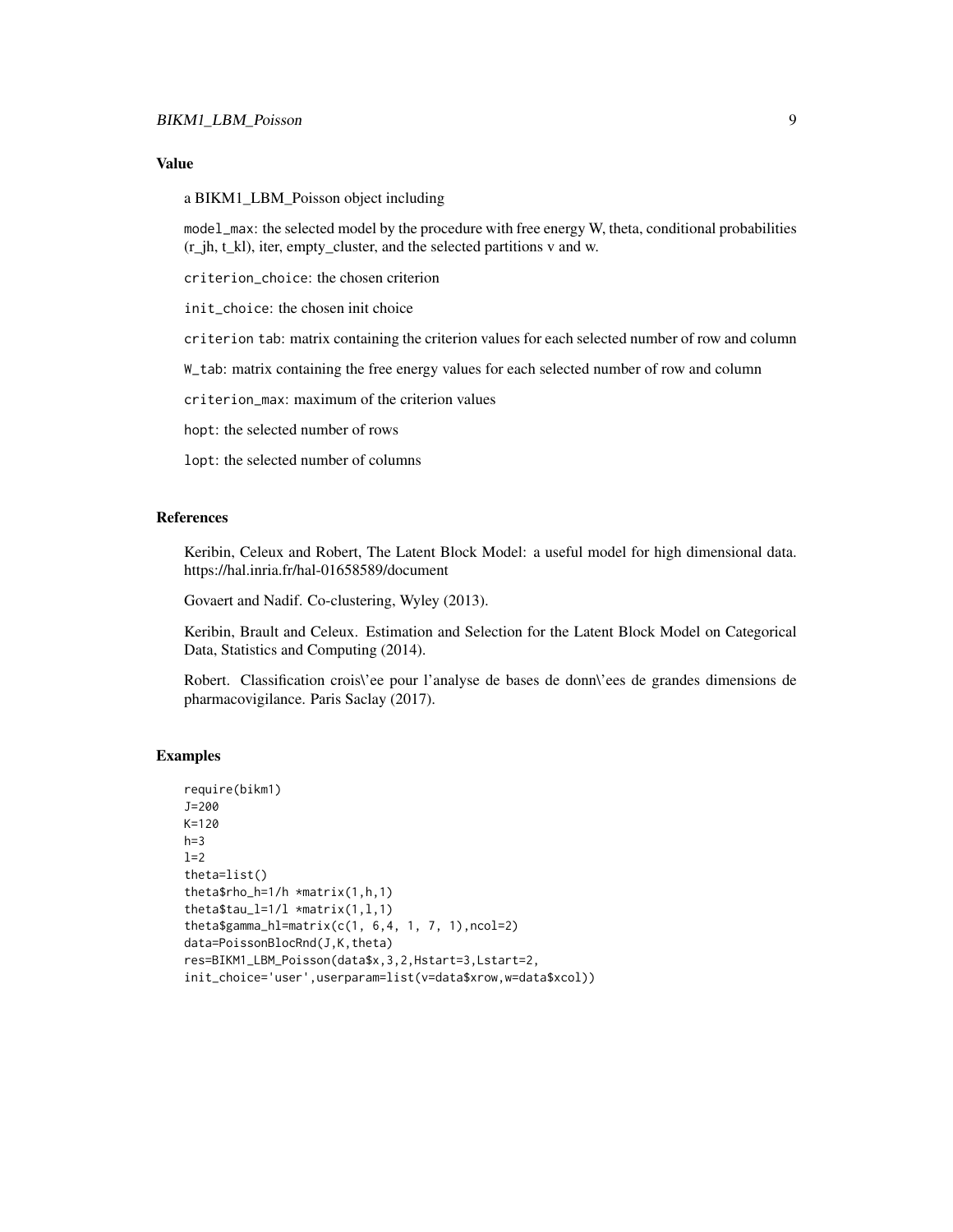## Value

a BIKM1_LBM_Poisson object including

`model_max`: the selected model by the procedure with free energy W, theta, conditional probabilities (r_jh, t_kl), iter, empty_cluster, and the selected partitions v and w.

`criterion_choice`: the chosen criterion

`init_choice`: the chosen init choice

`criterion tab`: matrix containing the criterion values for each selected number of row and column

`W_tab`: matrix containing the free energy values for each selected number of row and column

`criterion_max`: maximum of the criterion values

`hopt`: the selected number of rows

`lopt`: the selected number of columns

## References

Keribin, Celeux and Robert, The Latent Block Model: a useful model for high dimensional data. https://hal.inria.fr/hal-01658589/document

Govaert and Nadif. Co-clustering, Wyley (2013).

Keribin, Brault and Celeux. Estimation and Selection for the Latent Block Model on Categorical Data, Statistics and Computing (2014).

Robert. Classification crois\'ee pour l'analyse de bases de donn\'ees de grandes dimensions de pharmacovigilance. Paris Saclay (2017).

## Examples

```
require(bikm1)
J=200
K=120
h=3
l=2
theta=list()
theta$rho_h=1/h *matrix(1,h,1)
theta$tau_l=1/l *matrix(1,l,1)
theta$gamma_hl=matrix(c(1, 6,4, 1, 7, 1),ncol=2)
data=PoissonBlocRnd(J,K,theta)
res=BIKM1_LBM_Poisson(data$x,3,2,Hstart=3,Lstart=2,
init_choice='user',userparam=list(v=data$xrow,w=data$xcol))
```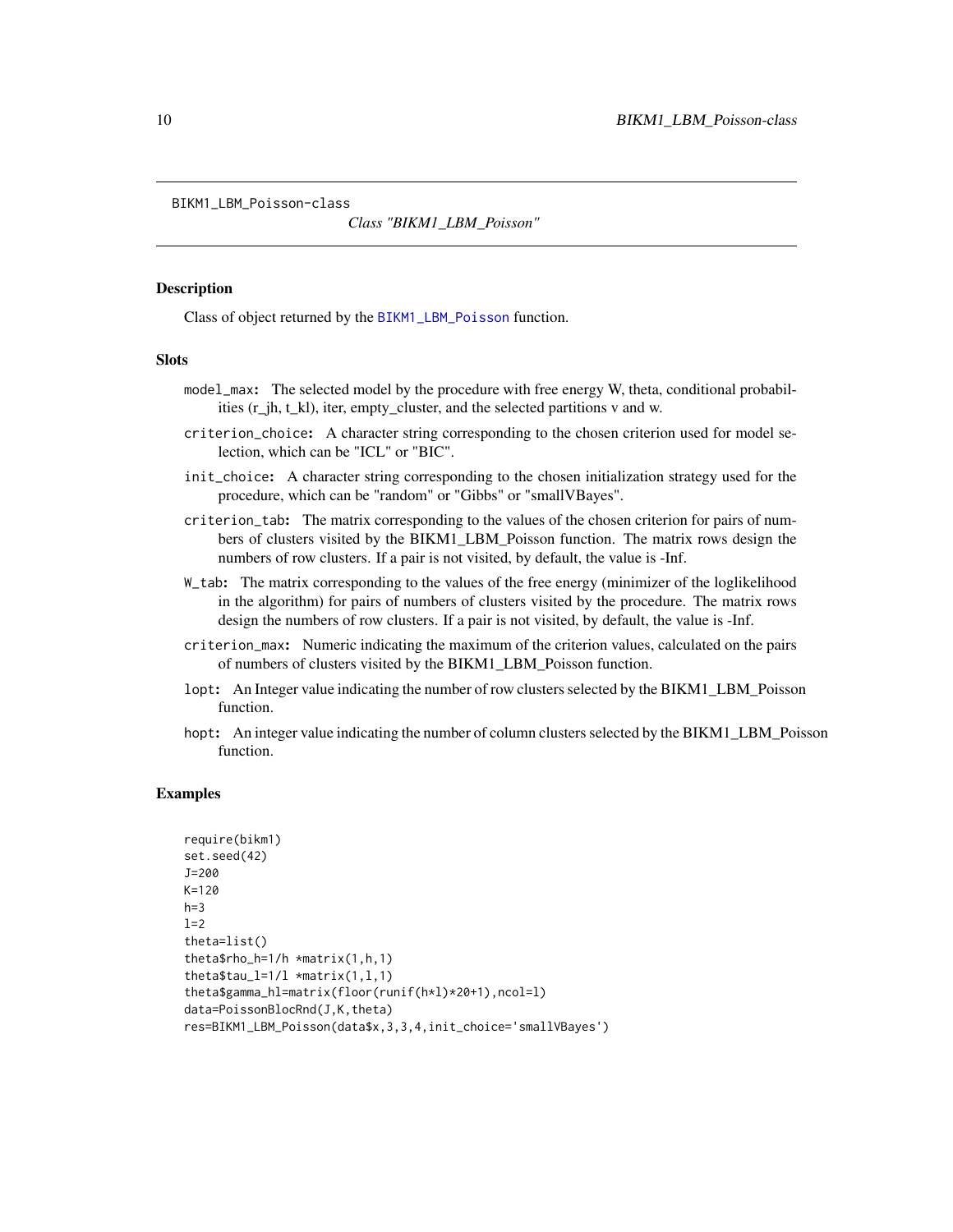BIKM1_LBM_Poisson-class

## *Class "BIKM1_LBM_Poisson"*

### Description

Class of object returned by the BIKM1_LBM_Poisson function.

### Slots

- `model_max`: The selected model by the procedure with free energy W, theta, conditional probabilities (r_jh, t_kl), iter, empty_cluster, and the selected partitions v and w.
- `criterion_choice`: A character string corresponding to the chosen criterion used for model selection, which can be "ICL" or "BIC".
- `init_choice`: A character string corresponding to the chosen initialization strategy used for the procedure, which can be "random" or "Gibbs" or "smallVBayes".
- `criterion_tab`: The matrix corresponding to the values of the chosen criterion for pairs of numbers of clusters visited by the BIKM1_LBM_Poisson function. The matrix rows design the numbers of row clusters. If a pair is not visited, by default, the value is -Inf.
- `W_tab`: The matrix corresponding to the values of the free energy (minimizer of the loglikelihood in the algorithm) for pairs of numbers of clusters visited by the procedure. The matrix rows design the numbers of row clusters. If a pair is not visited, by default, the value is -Inf.
- `criterion_max`: Numeric indicating the maximum of the criterion values, calculated on the pairs of numbers of clusters visited by the BIKM1_LBM_Poisson function.
- `lopt`: An Integer value indicating the number of row clusters selected by the BIKM1_LBM_Poisson function.
- `hopt`: An integer value indicating the number of column clusters selected by the BIKM1_LBM_Poisson function.

### Examples

```
require(bikm1)
set.seed(42)
J=200
K=120
h=3
l=2
theta=list()
theta$rho_h=1/h *matrix(1,h,1)
theta$tau_l=1/l *matrix(1,l,1)
theta$gamma_hl=matrix(floor(runif(h*l)*20+1),ncol=l)
data=PoissonBlocRnd(J,K,theta)
res=BIKM1_LBM_Poisson(data$x,3,3,4,init_choice='smallVBayes')
```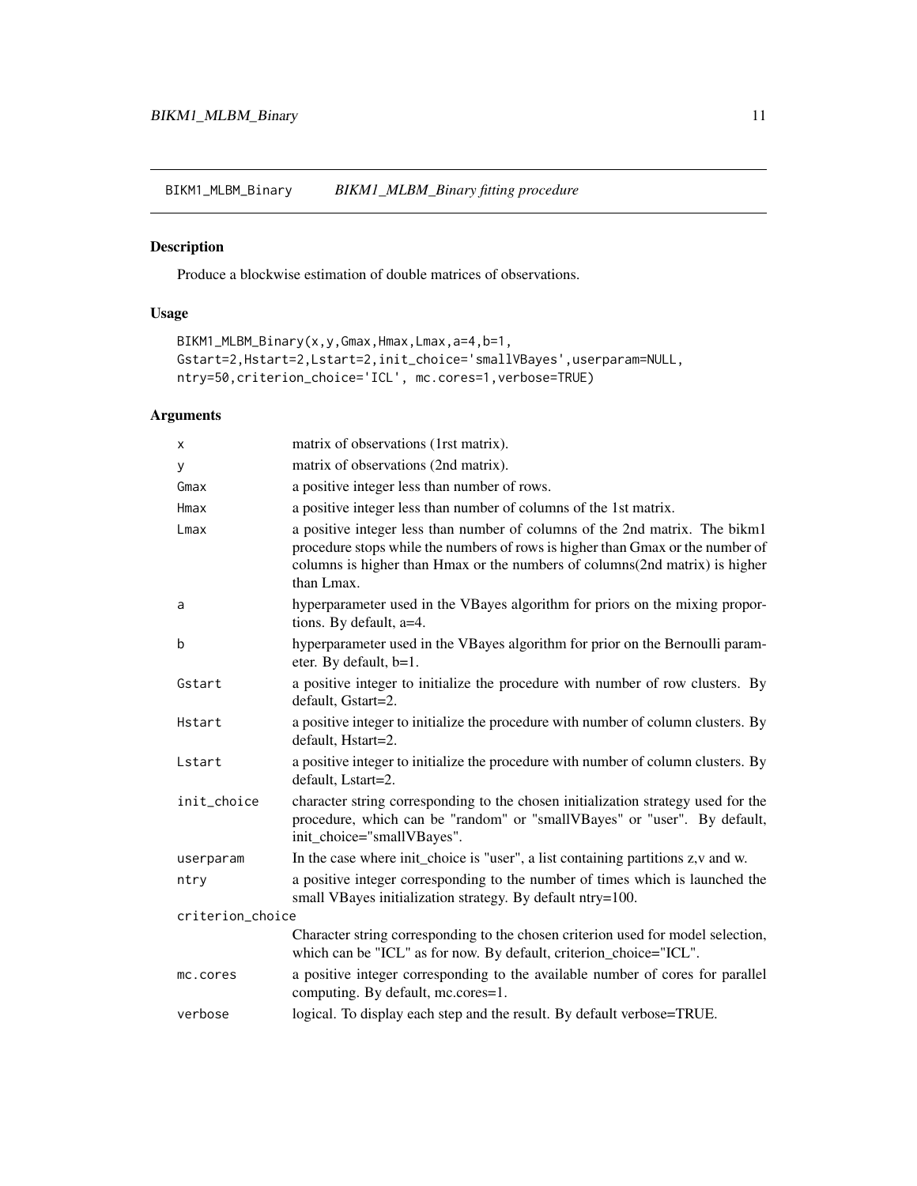## BIKM1_MLBM_Binary — *BIKM1_MLBM_Binary fitting procedure*

### Description

Produce a blockwise estimation of double matrices of observations.

### Usage

```
BIKM1_MLBM_Binary(x,y,Gmax,Hmax,Lmax,a=4,b=1,
Gstart=2,Hstart=2,Lstart=2,init_choice='smallVBayes',userparam=NULL,
ntry=50,criterion_choice='ICL', mc.cores=1,verbose=TRUE)
```

### Arguments

| Argument | Description |
|---|---|
| x | matrix of observations (1rst matrix). |
| y | matrix of observations (2nd matrix). |
| Gmax | a positive integer less than number of rows. |
| Hmax | a positive integer less than number of columns of the 1st matrix. |
| Lmax | a positive integer less than number of columns of the 2nd matrix. The bikm1 procedure stops while the numbers of rows is higher than Gmax or the number of columns is higher than Hmax or the numbers of columns(2nd matrix) is higher than Lmax. |
| a | hyperparameter used in the VBayes algorithm for priors on the mixing proportions. By default, a=4. |
| b | hyperparameter used in the VBayes algorithm for prior on the Bernoulli parameter. By default, b=1. |
| Gstart | a positive integer to initialize the procedure with number of row clusters. By default, Gstart=2. |
| Hstart | a positive integer to initialize the procedure with number of column clusters. By default, Hstart=2. |
| Lstart | a positive integer to initialize the procedure with number of column clusters. By default, Lstart=2. |
| init_choice | character string corresponding to the chosen initialization strategy used for the procedure, which can be "random" or "smallVBayes" or "user". By default, init_choice="smallVBayes". |
| userparam | In the case where init_choice is "user", a list containing partitions z,v and w. |
| ntry | a positive integer corresponding to the number of times which is launched the small VBayes initialization strategy. By default ntry=100. |
| criterion_choice | Character string corresponding to the chosen criterion used for model selection, which can be "ICL" as for now. By default, criterion_choice="ICL". |
| mc.cores | a positive integer corresponding to the available number of cores for parallel computing. By default, mc.cores=1. |
| verbose | logical. To display each step and the result. By default verbose=TRUE. |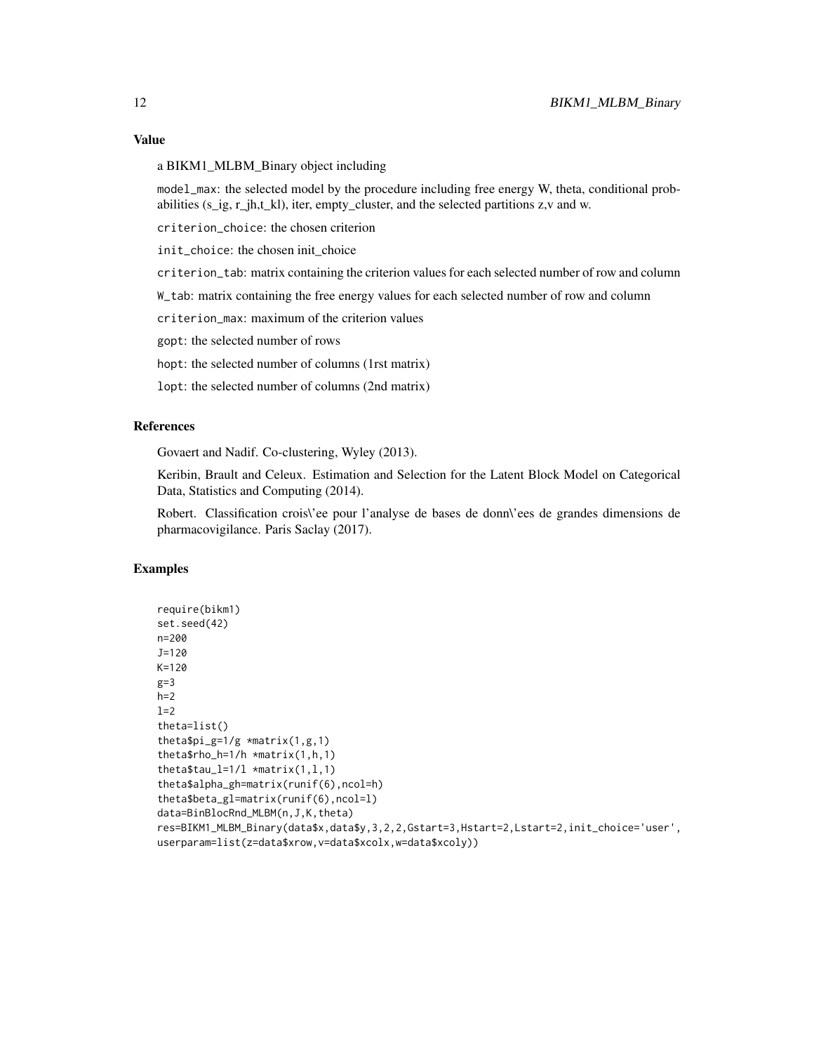## Value

a BIKM1_MLBM_Binary object including

model_max: the selected model by the procedure including free energy W, theta, conditional probabilities (s_ig, r_jh,t_kl), iter, empty_cluster, and the selected partitions z,v and w.

criterion_choice: the chosen criterion

init_choice: the chosen init_choice

criterion_tab: matrix containing the criterion values for each selected number of row and column

W_tab: matrix containing the free energy values for each selected number of row and column

criterion_max: maximum of the criterion values

gopt: the selected number of rows

hopt: the selected number of columns (1rst matrix)

lopt: the selected number of columns (2nd matrix)

## References

Govaert and Nadif. Co-clustering, Wyley (2013).

Keribin, Brault and Celeux. Estimation and Selection for the Latent Block Model on Categorical Data, Statistics and Computing (2014).

Robert. Classification crois\'ee pour l'analyse de bases de donn\'ees de grandes dimensions de pharmacovigilance. Paris Saclay (2017).

## Examples

```
require(bikm1)
set.seed(42)
n=200
J=120
K=120
g=3
h=2
l=2
theta=list()
theta$pi_g=1/g *matrix(1,g,1)
theta$rho_h=1/h *matrix(1,h,1)
theta$tau_l=1/l *matrix(1,l,1)
theta$alpha_gh=matrix(runif(6),ncol=h)
theta$beta_gl=matrix(runif(6),ncol=l)
data=BinBlocRnd_MLBM(n,J,K,theta)
res=BIKM1_MLBM_Binary(data$x,data$y,3,2,2,Gstart=3,Hstart=2,Lstart=2,init_choice='user',
userparam=list(z=data$xrow,v=data$xcolx,w=data$xcoly))
```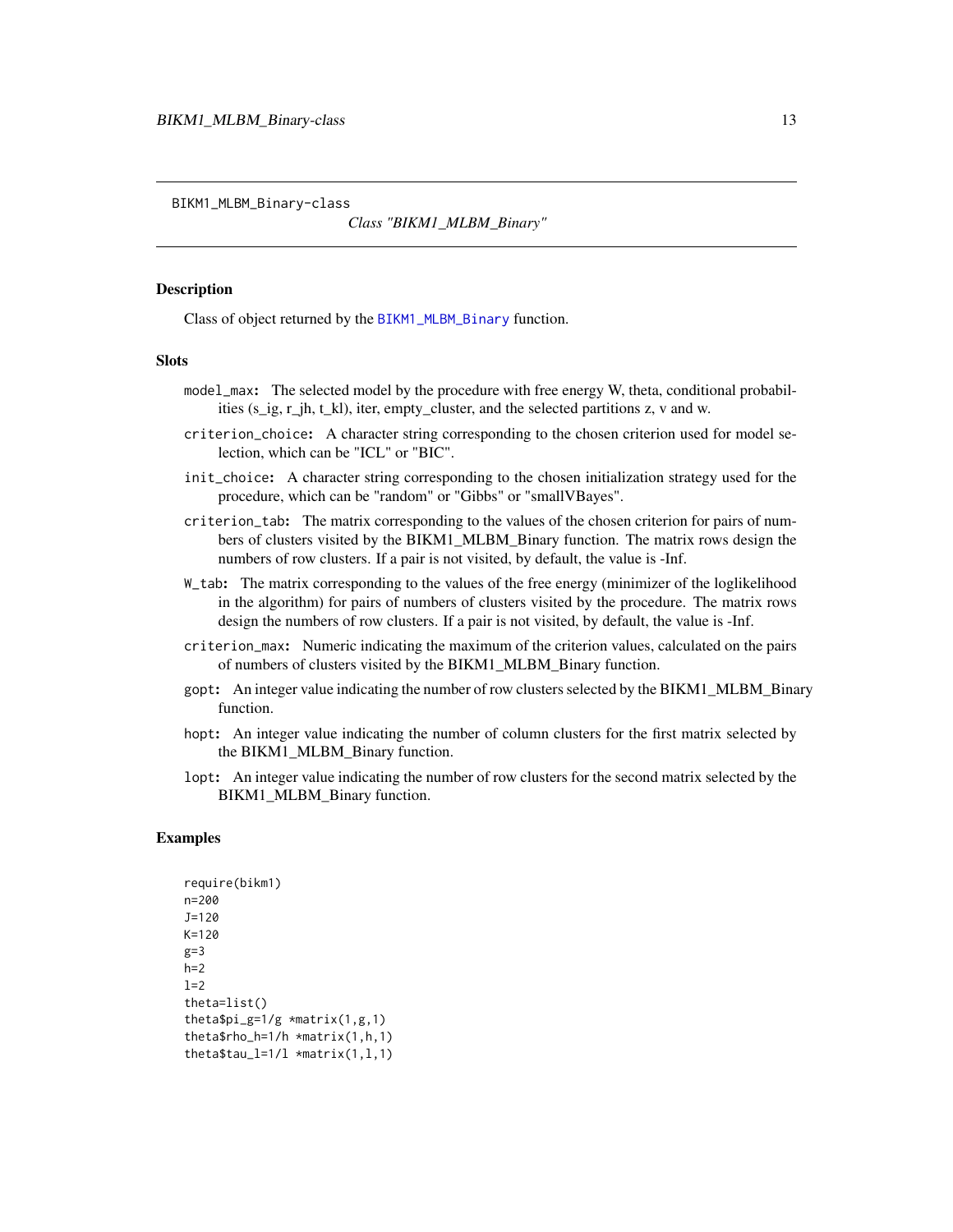BIKM1_MLBM_Binary-class

*Class "BIKM1_MLBM_Binary"*

### Description

Class of object returned by the BIKM1_MLBM_Binary function.

### Slots

- `model_max`: The selected model by the procedure with free energy W, theta, conditional probabilities (s_ig, r_jh, t_kl), iter, empty_cluster, and the selected partitions z, v and w.
- `criterion_choice`: A character string corresponding to the chosen criterion used for model selection, which can be "ICL" or "BIC".
- `init_choice`: A character string corresponding to the chosen initialization strategy used for the procedure, which can be "random" or "Gibbs" or "smallVBayes".
- `criterion_tab`: The matrix corresponding to the values of the chosen criterion for pairs of numbers of clusters visited by the BIKM1_MLBM_Binary function. The matrix rows design the numbers of row clusters. If a pair is not visited, by default, the value is -Inf.
- `W_tab`: The matrix corresponding to the values of the free energy (minimizer of the loglikelihood in the algorithm) for pairs of numbers of clusters visited by the procedure. The matrix rows design the numbers of row clusters. If a pair is not visited, by default, the value is -Inf.
- `criterion_max`: Numeric indicating the maximum of the criterion values, calculated on the pairs of numbers of clusters visited by the BIKM1_MLBM_Binary function.
- `gopt`: An integer value indicating the number of row clusters selected by the BIKM1_MLBM_Binary function.
- `hopt`: An integer value indicating the number of column clusters for the first matrix selected by the BIKM1_MLBM_Binary function.
- `lopt`: An integer value indicating the number of row clusters for the second matrix selected by the BIKM1_MLBM_Binary function.

### Examples

```
require(bikm1)
n=200
J=120
K=120
g=3
h=2
l=2
theta=list()
theta$pi_g=1/g *matrix(1,g,1)
theta$rho_h=1/h *matrix(1,h,1)
theta$tau_l=1/l *matrix(1,l,1)
```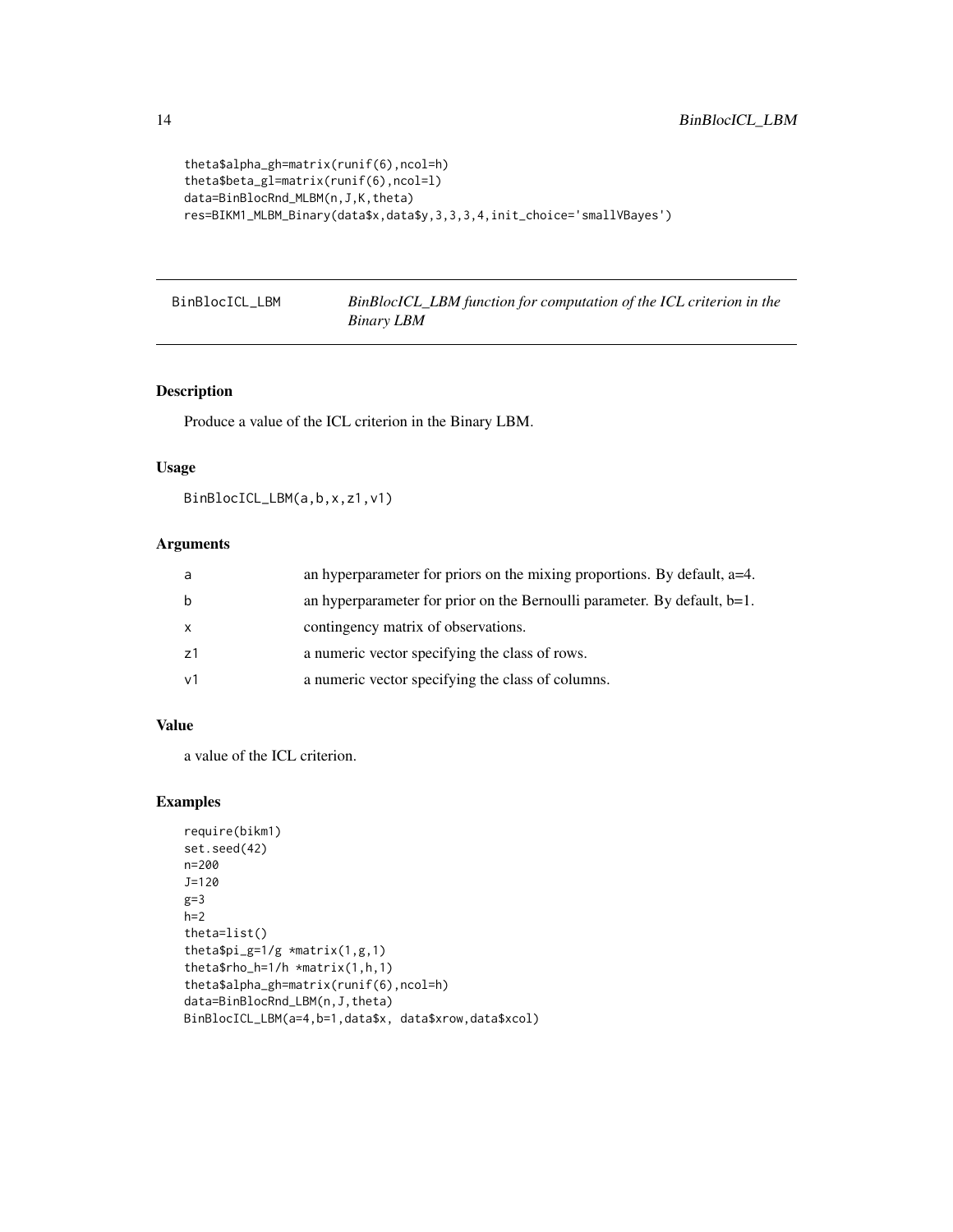```
theta$alpha_gh=matrix(runif(6),ncol=h)
theta$beta_gl=matrix(runif(6),ncol=l)
data=BinBlocRnd_MLBM(n,J,K,theta)
res=BIKM1_MLBM_Binary(data$x,data$y,3,3,3,4,init_choice='smallVBayes')
```

## BinBlocICL_LBM — *BinBlocICL_LBM function for computation of the ICL criterion in the Binary LBM*

### Description

Produce a value of the ICL criterion in the Binary LBM.

### Usage

```
BinBlocICL_LBM(a,b,x,z1,v1)
```

### Arguments

| | |
|---|---|
| a | an hyperparameter for priors on the mixing proportions. By default, a=4. |
| b | an hyperparameter for prior on the Bernoulli parameter. By default, b=1. |
| x | contingency matrix of observations. |
| z1 | a numeric vector specifying the class of rows. |
| v1 | a numeric vector specifying the class of columns. |

### Value

a value of the ICL criterion.

### Examples

```
require(bikm1)
set.seed(42)
n=200
J=120
g=3
h=2
theta=list()
theta$pi_g=1/g *matrix(1,g,1)
theta$rho_h=1/h *matrix(1,h,1)
theta$alpha_gh=matrix(runif(6),ncol=h)
data=BinBlocRnd_LBM(n,J,theta)
BinBlocICL_LBM(a=4,b=1,data$x, data$xrow,data$xcol)
```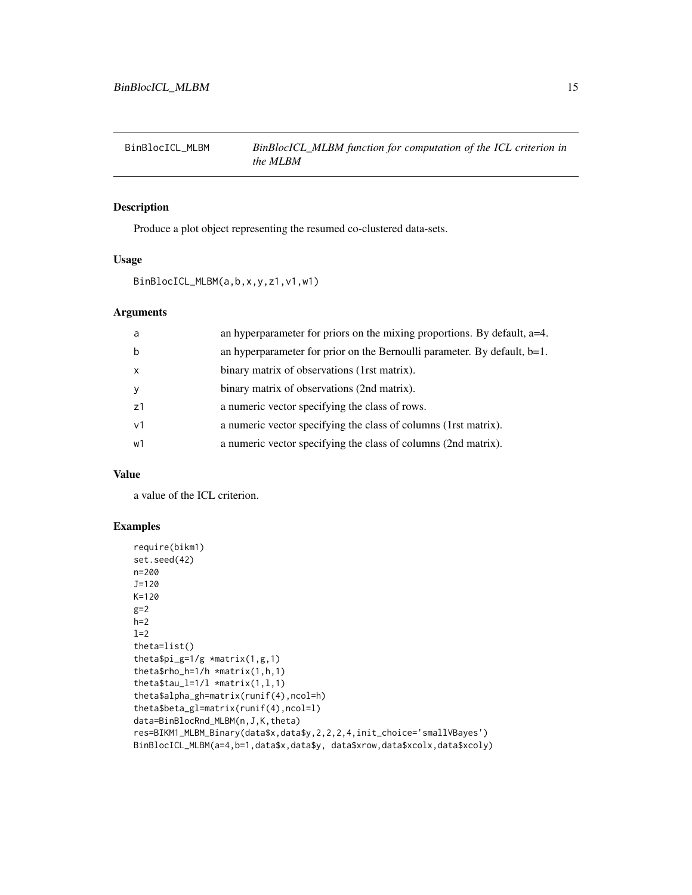## BinBlocICL_MLBM *BinBlocICL_MLBM function for computation of the ICL criterion in the MLBM*

### Description

Produce a plot object representing the resumed co-clustered data-sets.

### Usage

```
BinBlocICL_MLBM(a,b,x,y,z1,v1,w1)
```

### Arguments

| | |
|---|---|
| a | an hyperparameter for priors on the mixing proportions. By default, a=4. |
| b | an hyperparameter for prior on the Bernoulli parameter. By default, b=1. |
| x | binary matrix of observations (1rst matrix). |
| y | binary matrix of observations (2nd matrix). |
| z1 | a numeric vector specifying the class of rows. |
| v1 | a numeric vector specifying the class of columns (1rst matrix). |
| w1 | a numeric vector specifying the class of columns (2nd matrix). |

### Value

a value of the ICL criterion.

### Examples

```
require(bikm1)
set.seed(42)
n=200
J=120
K=120
g=2
h=2
l=2
theta=list()
theta$pi_g=1/g *matrix(1,g,1)
theta$rho_h=1/h *matrix(1,h,1)
theta$tau_l=1/l *matrix(1,l,1)
theta$alpha_gh=matrix(runif(4),ncol=h)
theta$beta_gl=matrix(runif(4),ncol=l)
data=BinBlocRnd_MLBM(n,J,K,theta)
res=BIKM1_MLBM_Binary(data$x,data$y,2,2,2,4,init_choice='smallVBayes')
BinBlocICL_MLBM(a=4,b=1,data$x,data$y, data$xrow,data$xcolx,data$xcoly)
```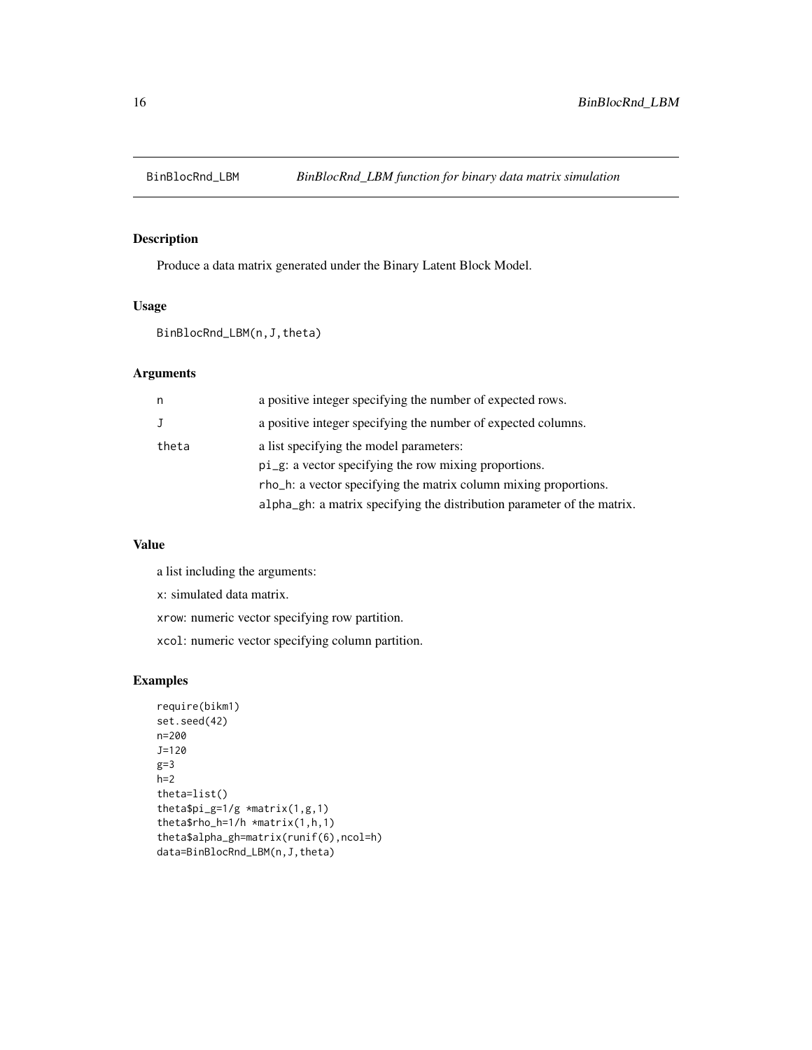BinBlocRnd_LBM *BinBlocRnd_LBM function for binary data matrix simulation*

## Description

Produce a data matrix generated under the Binary Latent Block Model.

## Usage

```
BinBlocRnd_LBM(n,J,theta)
```

## Arguments

| | |
|---|---|
| n | a positive integer specifying the number of expected rows. |
| J | a positive integer specifying the number of expected columns. |
| theta | a list specifying the model parameters:<br>pi_g: a vector specifying the row mixing proportions.<br>rho_h: a vector specifying the matrix column mixing proportions.<br>alpha_gh: a matrix specifying the distribution parameter of the matrix. |

## Value

a list including the arguments:

x: simulated data matrix.

xrow: numeric vector specifying row partition.

xcol: numeric vector specifying column partition.

## Examples

```
require(bikm1)
set.seed(42)
n=200
J=120
g=3
h=2
theta=list()
theta$pi_g=1/g *matrix(1,g,1)
theta$rho_h=1/h *matrix(1,h,1)
theta$alpha_gh=matrix(runif(6),ncol=h)
data=BinBlocRnd_LBM(n,J,theta)
```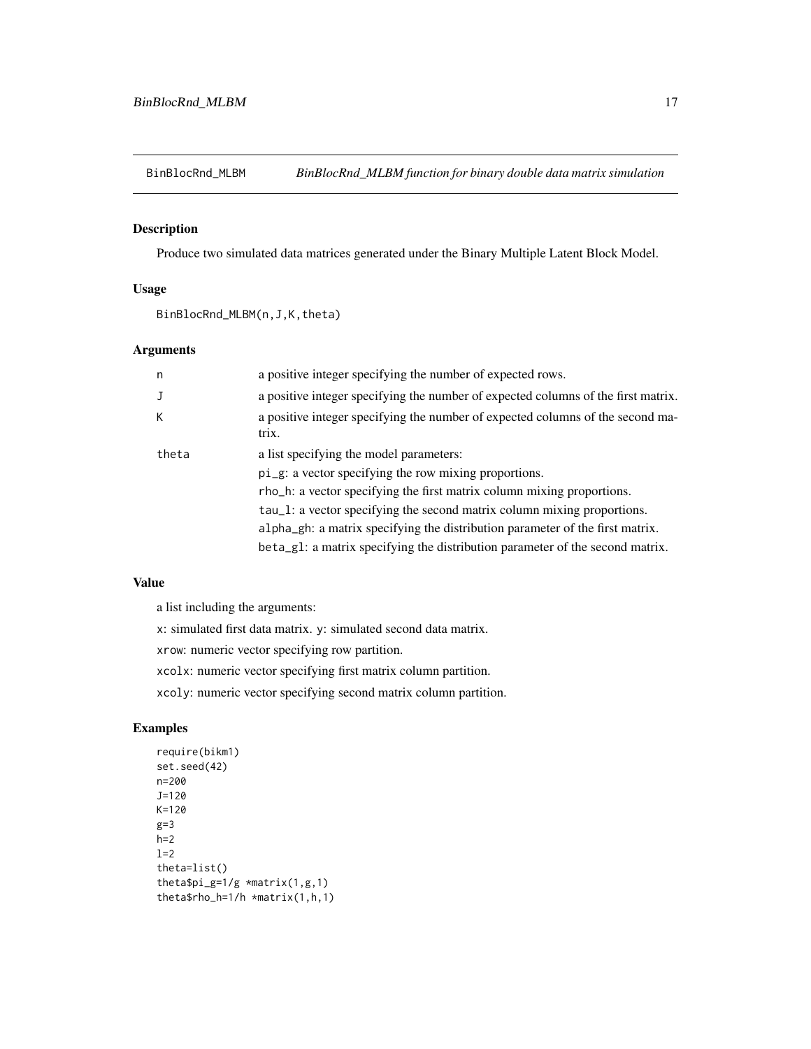## BinBlocRnd_MLBM — *BinBlocRnd_MLBM function for binary double data matrix simulation*

### Description

Produce two simulated data matrices generated under the Binary Multiple Latent Block Model.

### Usage

```
BinBlocRnd_MLBM(n,J,K,theta)
```

### Arguments

| | |
|---|---|
| n | a positive integer specifying the number of expected rows. |
| J | a positive integer specifying the number of expected columns of the first matrix. |
| K | a positive integer specifying the number of expected columns of the second matrix. |
| theta | a list specifying the model parameters:<br>pi_g: a vector specifying the row mixing proportions.<br>rho_h: a vector specifying the first matrix column mixing proportions.<br>tau_l: a vector specifying the second matrix column mixing proportions.<br>alpha_gh: a matrix specifying the distribution parameter of the first matrix.<br>beta_gl: a matrix specifying the distribution parameter of the second matrix. |

### Value

a list including the arguments:

x: simulated first data matrix. y: simulated second data matrix.

xrow: numeric vector specifying row partition.

xcolx: numeric vector specifying first matrix column partition.

xcoly: numeric vector specifying second matrix column partition.

### Examples

```
require(bikm1)
set.seed(42)
n=200
J=120
K=120
g=3
h=2
l=2
theta=list()
theta$pi_g=1/g *matrix(1,g,1)
theta$rho_h=1/h *matrix(1,h,1)
```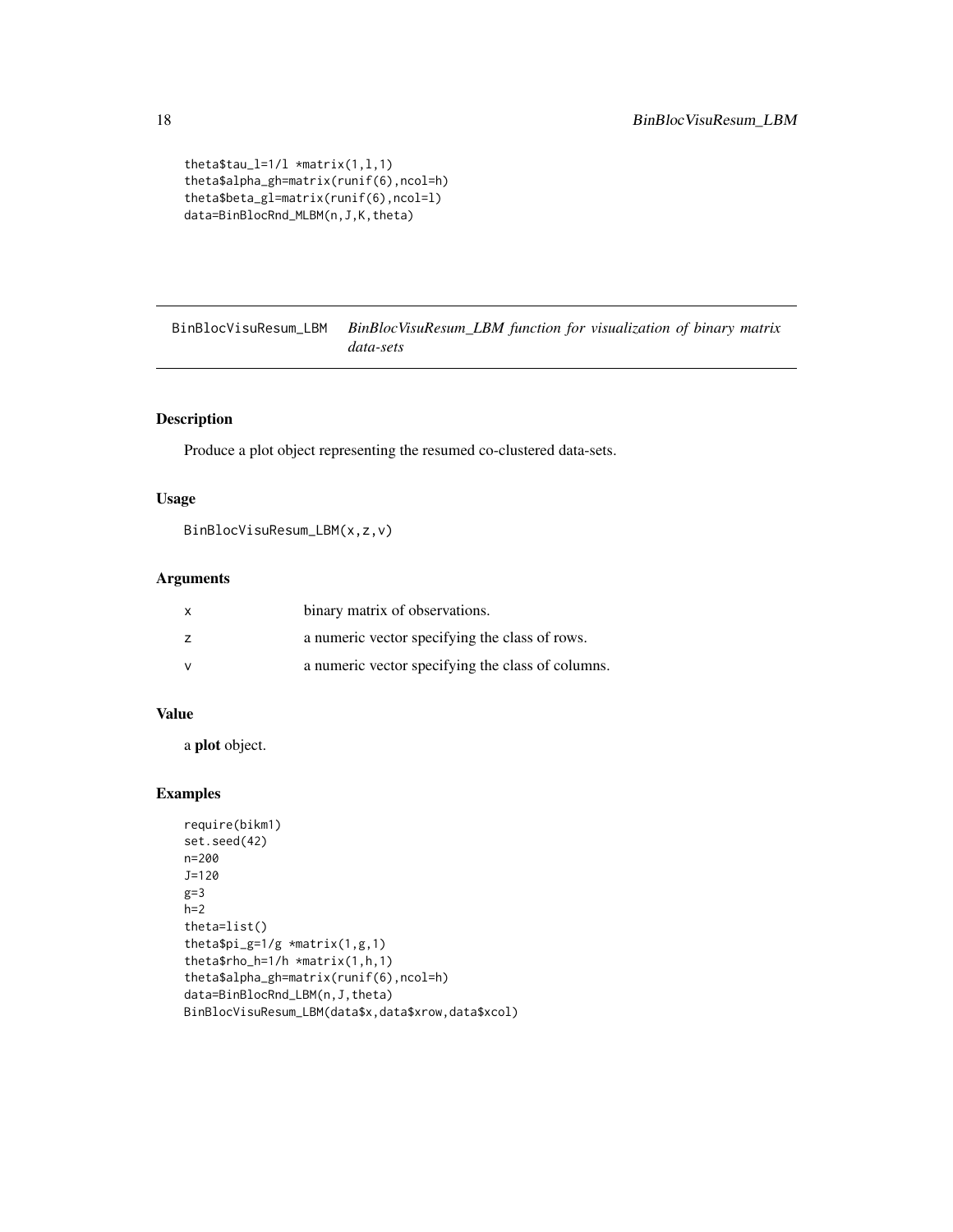```
theta$tau_l=1/l *matrix(1,l,1)
theta$alpha_gh=matrix(runif(6),ncol=h)
theta$beta_gl=matrix(runif(6),ncol=l)
data=BinBlocRnd_MLBM(n,J,K,theta)
```

## BinBlocVisuResum_LBM — *BinBlocVisuResum_LBM function for visualization of binary matrix data-sets*

### Description

Produce a plot object representing the resumed co-clustered data-sets.

### Usage

```
BinBlocVisuResum_LBM(x,z,v)
```

### Arguments

| | |
|---|---|
| x | binary matrix of observations. |
| z | a numeric vector specifying the class of rows. |
| v | a numeric vector specifying the class of columns. |

### Value

a **plot** object.

### Examples

```
require(bikm1)
set.seed(42)
n=200
J=120
g=3
h=2
theta=list()
theta$pi_g=1/g *matrix(1,g,1)
theta$rho_h=1/h *matrix(1,h,1)
theta$alpha_gh=matrix(runif(6),ncol=h)
data=BinBlocRnd_LBM(n,J,theta)
BinBlocVisuResum_LBM(data$x,data$xrow,data$xcol)
```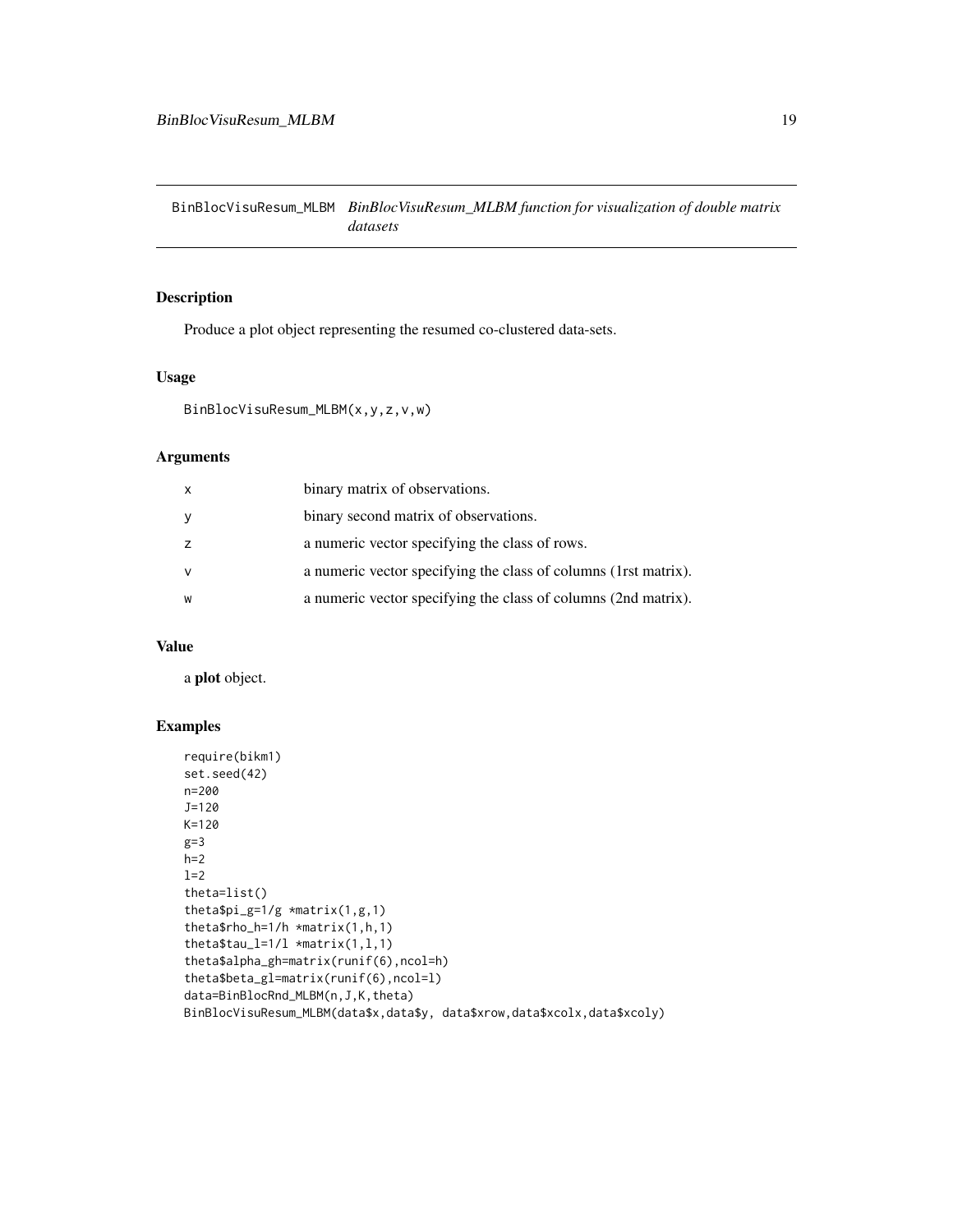BinBlocVisuResum_MLBM *BinBlocVisuResum_MLBM function for visualization of double matrix datasets*

## Description

Produce a plot object representing the resumed co-clustered data-sets.

## Usage

```
BinBlocVisuResum_MLBM(x,y,z,v,w)
```

## Arguments

| | |
|---|---|
| x | binary matrix of observations. |
| y | binary second matrix of observations. |
| z | a numeric vector specifying the class of rows. |
| v | a numeric vector specifying the class of columns (1rst matrix). |
| w | a numeric vector specifying the class of columns (2nd matrix). |

## Value

a **plot** object.

## Examples

```
require(bikm1)
set.seed(42)
n=200
J=120
K=120
g=3
h=2
l=2
theta=list()
theta$pi_g=1/g *matrix(1,g,1)
theta$rho_h=1/h *matrix(1,h,1)
theta$tau_l=1/l *matrix(1,l,1)
theta$alpha_gh=matrix(runif(6),ncol=h)
theta$beta_gl=matrix(runif(6),ncol=l)
data=BinBlocRnd_MLBM(n,J,K,theta)
BinBlocVisuResum_MLBM(data$x,data$y, data$xrow,data$xcolx,data$xcoly)
```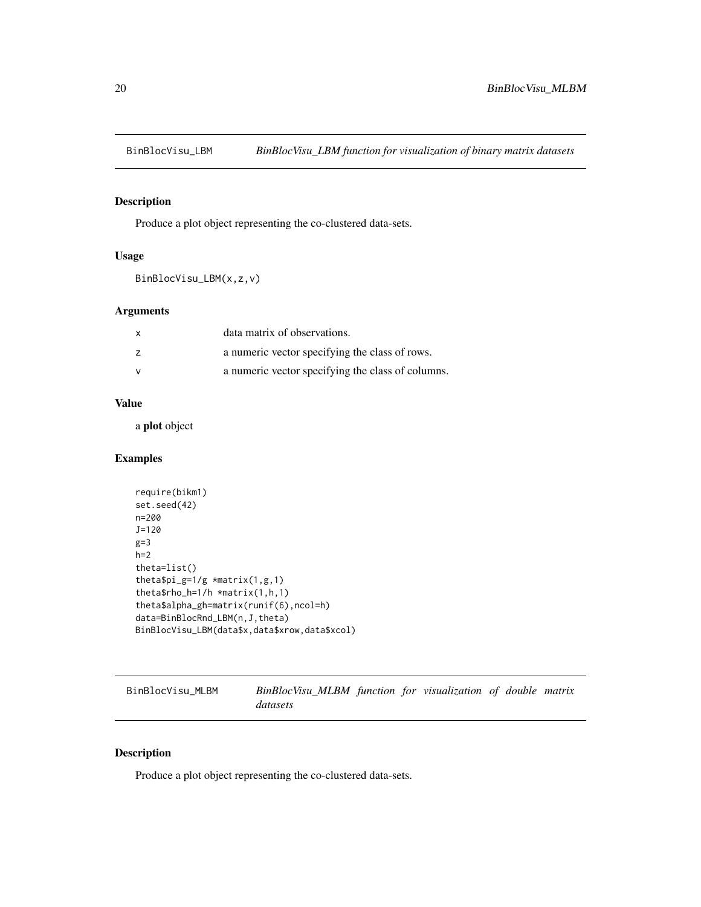## BinBlocVisu_LBM — *BinBlocVisu_LBM function for visualization of binary matrix datasets*

### Description

Produce a plot object representing the co-clustered data-sets.

### Usage

```
BinBlocVisu_LBM(x,z,v)
```

### Arguments

| | |
|---|---|
| x | data matrix of observations. |
| z | a numeric vector specifying the class of rows. |
| v | a numeric vector specifying the class of columns. |

### Value

a **plot** object

### Examples

```
require(bikm1)
set.seed(42)
n=200
J=120
g=3
h=2
theta=list()
theta$pi_g=1/g *matrix(1,g,1)
theta$rho_h=1/h *matrix(1,h,1)
theta$alpha_gh=matrix(runif(6),ncol=h)
data=BinBlocRnd_LBM(n,J,theta)
BinBlocVisu_LBM(data$x,data$xrow,data$xcol)
```

## BinBlocVisu_MLBM — *BinBlocVisu_MLBM function for visualization of double matrix datasets*

### Description

Produce a plot object representing the co-clustered data-sets.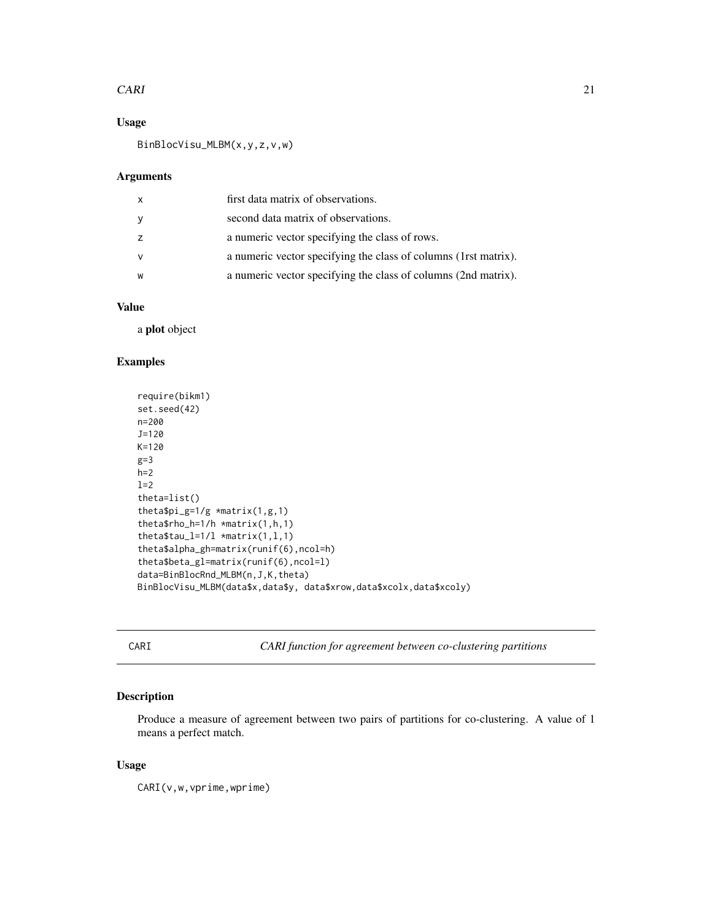### Usage

```
BinBlocVisu_MLBM(x,y,z,v,w)
```

### Arguments

| | |
|---|---|
| x | first data matrix of observations. |
| y | second data matrix of observations. |
| z | a numeric vector specifying the class of rows. |
| v | a numeric vector specifying the class of columns (1rst matrix). |
| w | a numeric vector specifying the class of columns (2nd matrix). |

### Value

a **plot** object

### Examples

```
require(bikm1)
set.seed(42)
n=200
J=120
K=120
g=3
h=2
l=2
theta=list()
theta$pi_g=1/g *matrix(1,g,1)
theta$rho_h=1/h *matrix(1,h,1)
theta$tau_l=1/l *matrix(1,l,1)
theta$alpha_gh=matrix(runif(6),ncol=h)
theta$beta_gl=matrix(runif(6),ncol=l)
data=BinBlocRnd_MLBM(n,J,K,theta)
BinBlocVisu_MLBM(data$x,data$y, data$xrow,data$xcolx,data$xcoly)
```

---

## CARI — *CARI function for agreement between co-clustering partitions*

### Description

Produce a measure of agreement between two pairs of partitions for co-clustering. A value of 1 means a perfect match.

### Usage

```
CARI(v,w,vprime,wprime)
```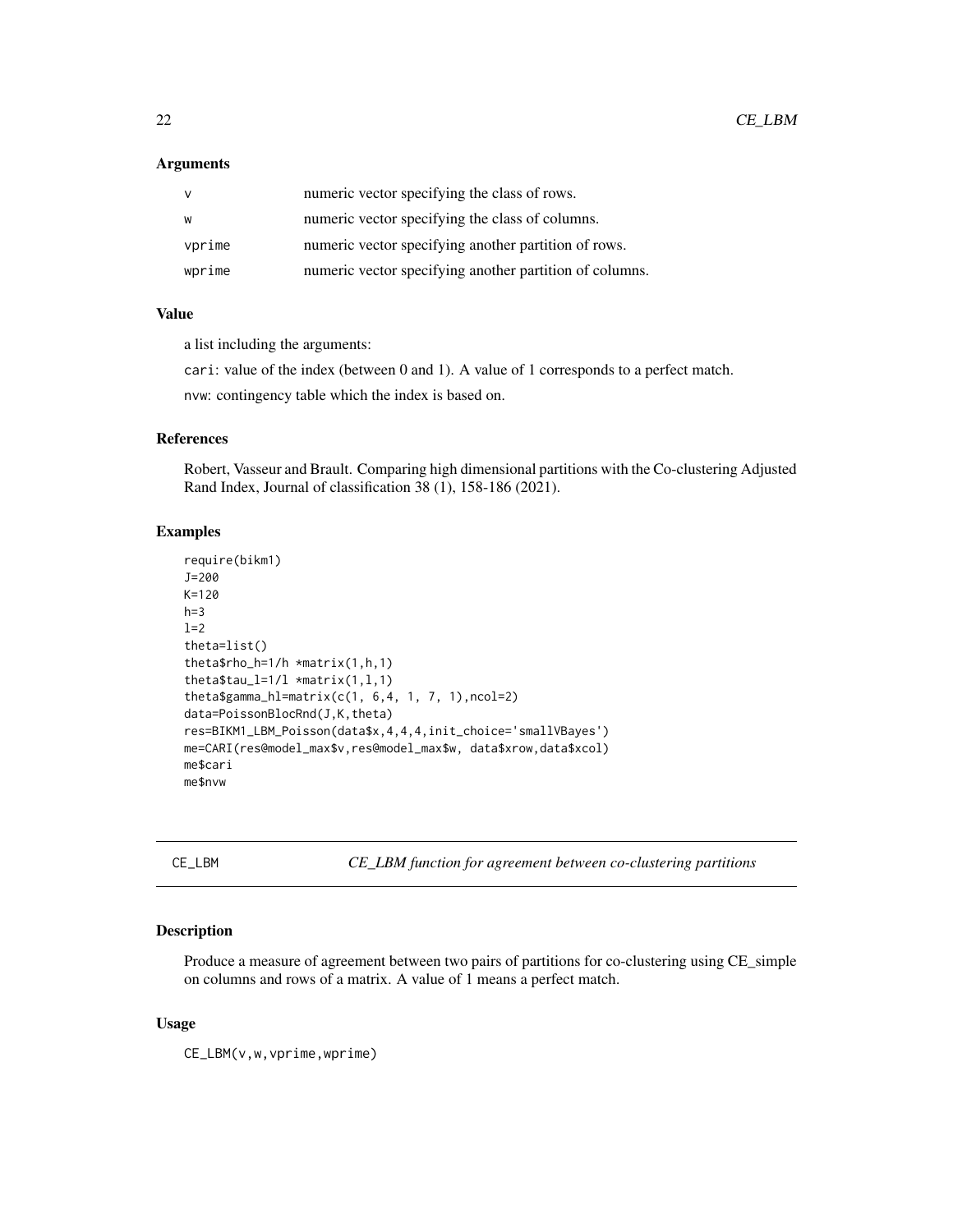### Arguments

| | |
|---|---|
| v | numeric vector specifying the class of rows. |
| w | numeric vector specifying the class of columns. |
| vprime | numeric vector specifying another partition of rows. |
| wprime | numeric vector specifying another partition of columns. |

### Value

a list including the arguments:

cari: value of the index (between 0 and 1). A value of 1 corresponds to a perfect match.

nvw: contingency table which the index is based on.

### References

Robert, Vasseur and Brault. Comparing high dimensional partitions with the Co-clustering Adjusted Rand Index, Journal of classification 38 (1), 158-186 (2021).

### Examples

```
require(bikm1)
J=200
K=120
h=3
l=2
theta=list()
theta$rho_h=1/h *matrix(1,h,1)
theta$tau_l=1/l *matrix(1,l,1)
theta$gamma_hl=matrix(c(1, 6,4, 1, 7, 1),ncol=2)
data=PoissonBlocRnd(J,K,theta)
res=BIKM1_LBM_Poisson(data$x,4,4,4,init_choice='smallVBayes')
me=CARI(res@model_max$v,res@model_max$w, data$xrow,data$xcol)
me$cari
me$nvw
```

## CE_LBM — *CE_LBM function for agreement between co-clustering partitions*

### Description

Produce a measure of agreement between two pairs of partitions for co-clustering using CE_simple on columns and rows of a matrix. A value of 1 means a perfect match.

### Usage

```
CE_LBM(v,w,vprime,wprime)
```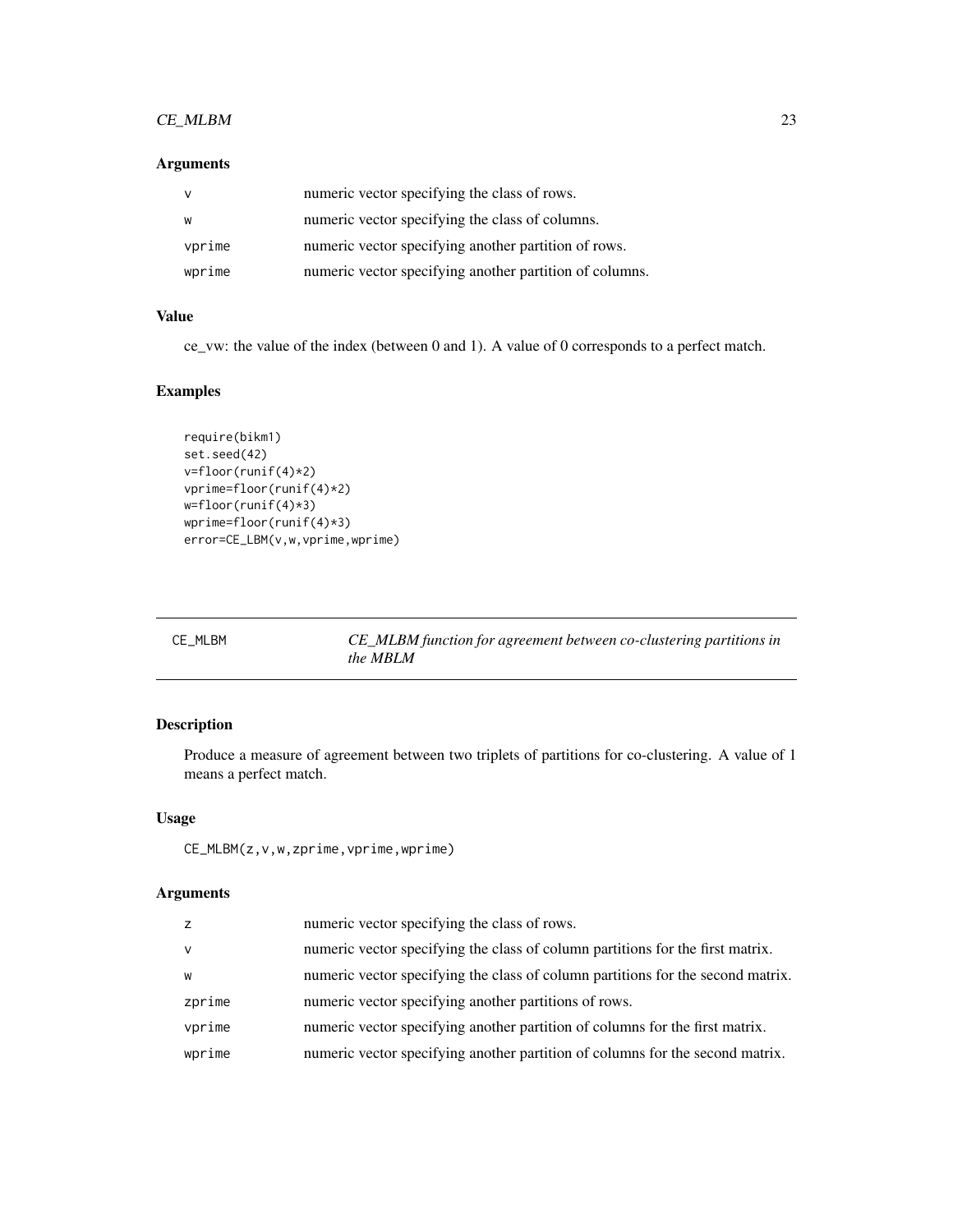### Arguments

| | |
|---|---|
| v | numeric vector specifying the class of rows. |
| w | numeric vector specifying the class of columns. |
| vprime | numeric vector specifying another partition of rows. |
| wprime | numeric vector specifying another partition of columns. |

### Value

ce_vw: the value of the index (between 0 and 1). A value of 0 corresponds to a perfect match.

### Examples

```
require(bikm1)
set.seed(42)
v=floor(runif(4)*2)
vprime=floor(runif(4)*2)
w=floor(runif(4)*3)
wprime=floor(runif(4)*3)
error=CE_LBM(v,w,vprime,wprime)
```

---

## CE_MLBM *CE_MLBM function for agreement between co-clustering partitions in the MBLM*

---

### Description

Produce a measure of agreement between two triplets of partitions for co-clustering. A value of 1 means a perfect match.

### Usage

```
CE_MLBM(z,v,w,zprime,vprime,wprime)
```

### Arguments

| | |
|---|---|
| z | numeric vector specifying the class of rows. |
| v | numeric vector specifying the class of column partitions for the first matrix. |
| w | numeric vector specifying the class of column partitions for the second matrix. |
| zprime | numeric vector specifying another partitions of rows. |
| vprime | numeric vector specifying another partition of columns for the first matrix. |
| wprime | numeric vector specifying another partition of columns for the second matrix. |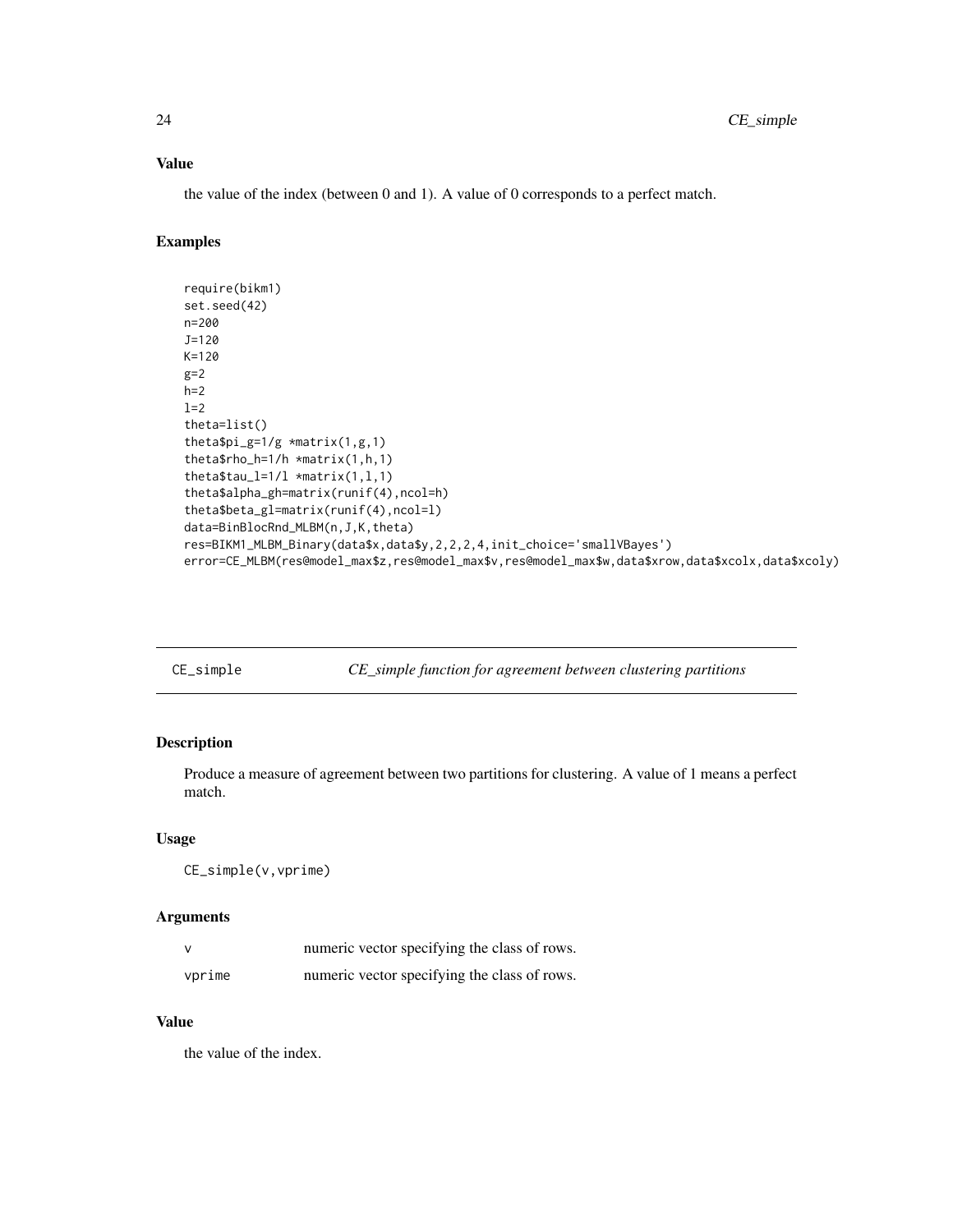### Value

the value of the index (between 0 and 1). A value of 0 corresponds to a perfect match.

### Examples

```
require(bikm1)
set.seed(42)
n=200
J=120
K=120
g=2
h=2
l=2
theta=list()
theta$pi_g=1/g *matrix(1,g,1)
theta$rho_h=1/h *matrix(1,h,1)
theta$tau_l=1/l *matrix(1,l,1)
theta$alpha_gh=matrix(runif(4),ncol=h)
theta$beta_gl=matrix(runif(4),ncol=l)
data=BinBlocRnd_MLBM(n,J,K,theta)
res=BIKM1_MLBM_Binary(data$x,data$y,2,2,2,4,init_choice='smallVBayes')
error=CE_MLBM(res@model_max$z,res@model_max$v,res@model_max$w,data$xrow,data$xcolx,data$xcoly)
```

---

## CE_simple — *CE_simple function for agreement between clustering partitions*

### Description

Produce a measure of agreement between two partitions for clustering. A value of 1 means a perfect match.

### Usage

```
CE_simple(v,vprime)
```

### Arguments

| | |
|---|---|
| v | numeric vector specifying the class of rows. |
| vprime | numeric vector specifying the class of rows. |

### Value

the value of the index.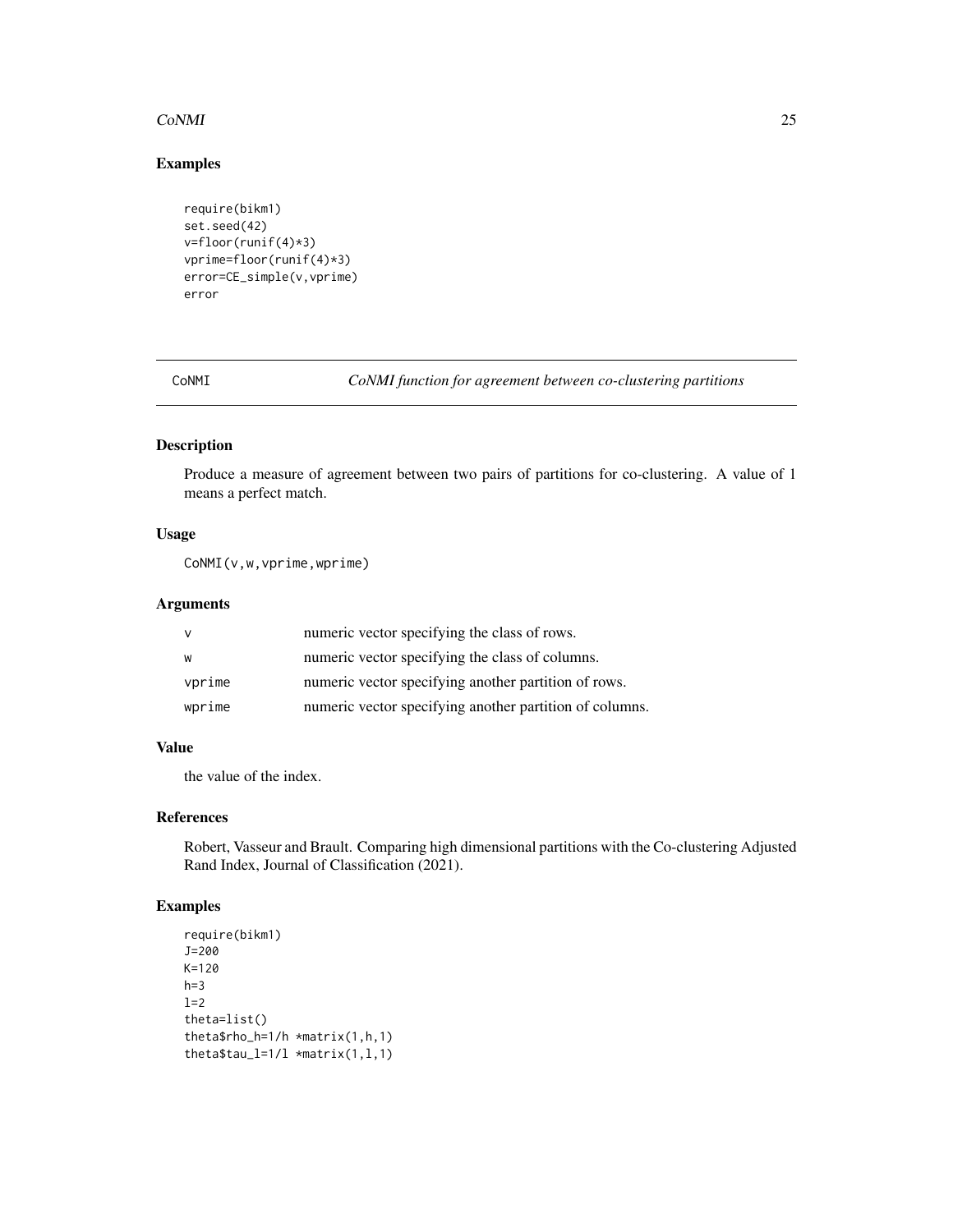## Examples

```
require(bikm1)
set.seed(42)
v=floor(runif(4)*3)
vprime=floor(runif(4)*3)
error=CE_simple(v,vprime)
error
```

---

## CoNMI — *CoNMI function for agreement between co-clustering partitions*

### Description

Produce a measure of agreement between two pairs of partitions for co-clustering. A value of 1 means a perfect match.

### Usage

```
CoNMI(v,w,vprime,wprime)
```

### Arguments

| | |
|---|---|
| v | numeric vector specifying the class of rows. |
| w | numeric vector specifying the class of columns. |
| vprime | numeric vector specifying another partition of rows. |
| wprime | numeric vector specifying another partition of columns. |

### Value

the value of the index.

### References

Robert, Vasseur and Brault. Comparing high dimensional partitions with the Co-clustering Adjusted Rand Index, Journal of Classification (2021).

### Examples

```
require(bikm1)
J=200
K=120
h=3
l=2
theta=list()
theta$rho_h=1/h *matrix(1,h,1)
theta$tau_l=1/l *matrix(1,l,1)
```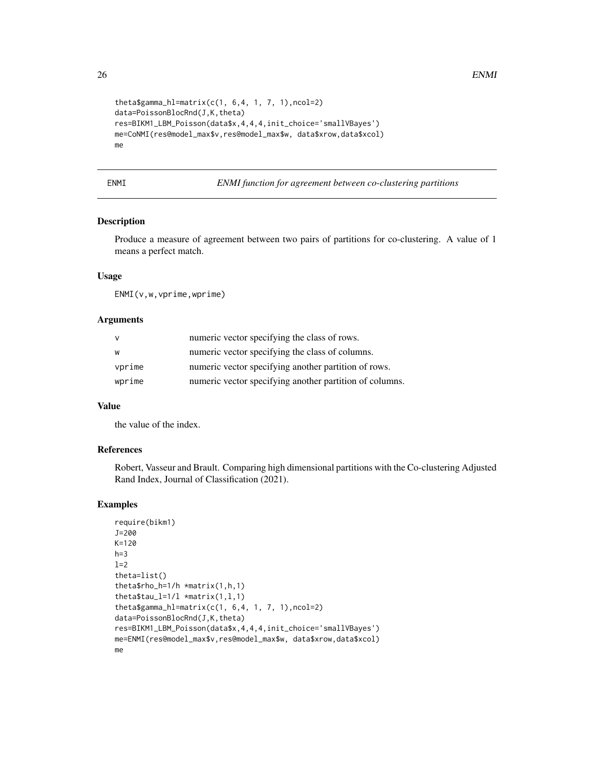```
theta$gamma_hl=matrix(c(1, 6,4, 1, 7, 1),ncol=2)
data=PoissonBlocRnd(J,K,theta)
res=BIKM1_LBM_Poisson(data$x,4,4,4,init_choice='smallVBayes')
me=CoNMI(res@model_max$v,res@model_max$w, data$xrow,data$xcol)
me
```

---

## ENMI — *ENMI function for agreement between co-clustering partitions*

### Description

Produce a measure of agreement between two pairs of partitions for co-clustering. A value of 1 means a perfect match.

### Usage

```
ENMI(v,w,vprime,wprime)
```

### Arguments

| | |
|---|---|
| v | numeric vector specifying the class of rows. |
| w | numeric vector specifying the class of columns. |
| vprime | numeric vector specifying another partition of rows. |
| wprime | numeric vector specifying another partition of columns. |

### Value

the value of the index.

### References

Robert, Vasseur and Brault. Comparing high dimensional partitions with the Co-clustering Adjusted Rand Index, Journal of Classification (2021).

### Examples

```
require(bikm1)
J=200
K=120
h=3
l=2
theta=list()
theta$rho_h=1/h *matrix(1,h,1)
theta$tau_l=1/l *matrix(1,l,1)
theta$gamma_hl=matrix(c(1, 6,4, 1, 7, 1),ncol=2)
data=PoissonBlocRnd(J,K,theta)
res=BIKM1_LBM_Poisson(data$x,4,4,4,init_choice='smallVBayes')
me=ENMI(res@model_max$v,res@model_max$w, data$xrow,data$xcol)
me
```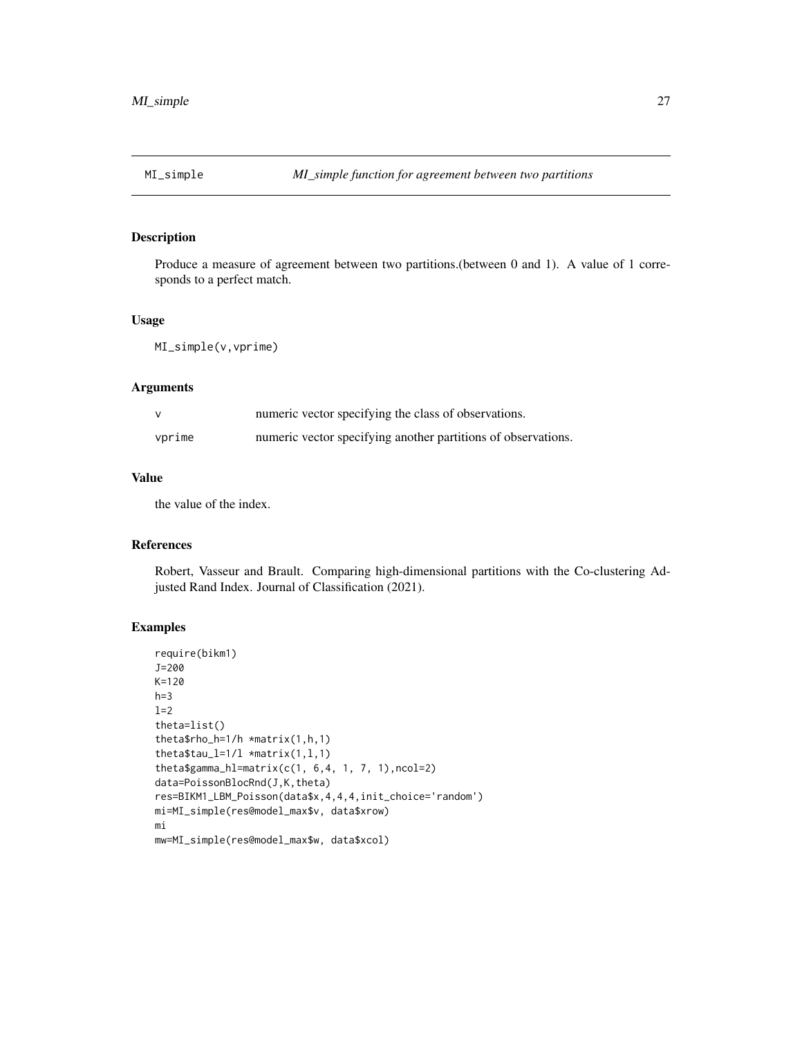# MI_simple — *MI_simple function for agreement between two partitions*

## Description

Produce a measure of agreement between two partitions.(between 0 and 1). A value of 1 corresponds to a perfect match.

## Usage

```
MI_simple(v,vprime)
```

## Arguments

| | |
|---|---|
| v | numeric vector specifying the class of observations. |
| vprime | numeric vector specifying another partitions of observations. |

## Value

the value of the index.

## References

Robert, Vasseur and Brault. Comparing high-dimensional partitions with the Co-clustering Adjusted Rand Index. Journal of Classification (2021).

## Examples

```
require(bikm1)
J=200
K=120
h=3
l=2
theta=list()
theta$rho_h=1/h *matrix(1,h,1)
theta$tau_l=1/l *matrix(1,l,1)
theta$gamma_hl=matrix(c(1, 6,4, 1, 7, 1),ncol=2)
data=PoissonBlocRnd(J,K,theta)
res=BIKM1_LBM_Poisson(data$x,4,4,4,init_choice='random')
mi=MI_simple(res@model_max$v, data$xrow)
mi
mw=MI_simple(res@model_max$w, data$xcol)
```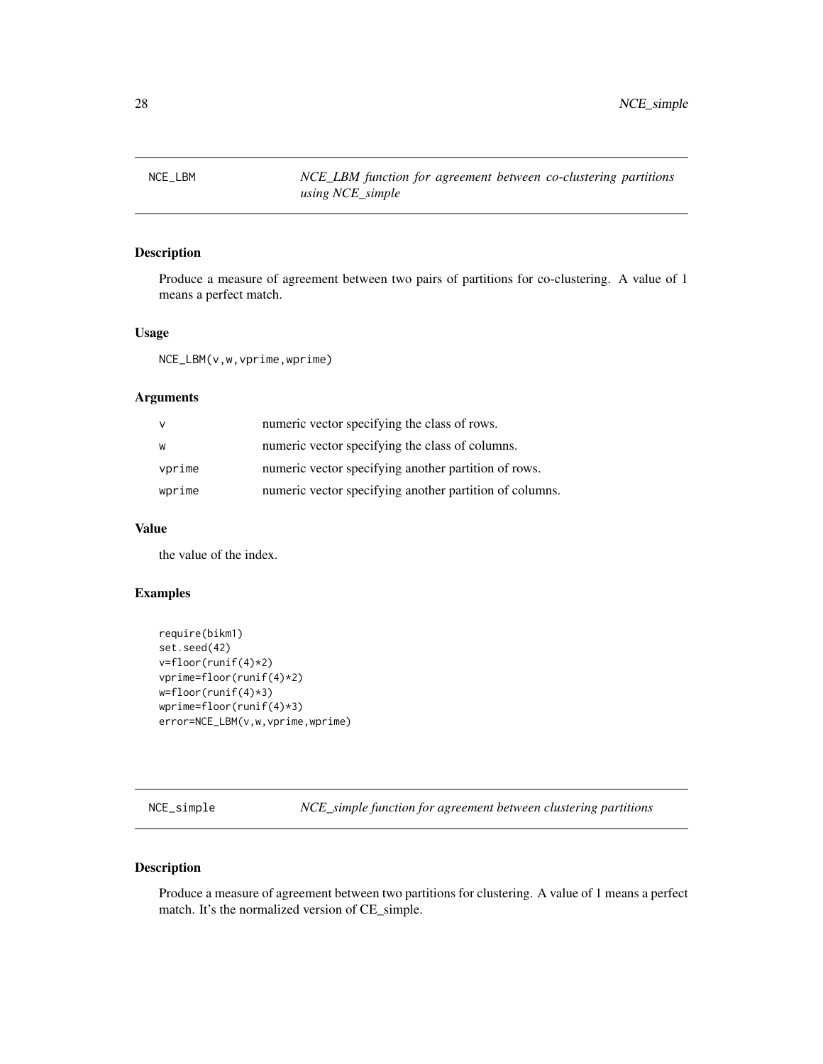## NCE_LBM — *NCE_LBM function for agreement between co-clustering partitions using NCE_simple*

### Description

Produce a measure of agreement between two pairs of partitions for co-clustering. A value of 1 means a perfect match.

### Usage

```
NCE_LBM(v,w,vprime,wprime)
```

### Arguments

| | |
|---|---|
| v | numeric vector specifying the class of rows. |
| w | numeric vector specifying the class of columns. |
| vprime | numeric vector specifying another partition of rows. |
| wprime | numeric vector specifying another partition of columns. |

### Value

the value of the index.

### Examples

```
require(bikm1)
set.seed(42)
v=floor(runif(4)*2)
vprime=floor(runif(4)*2)
w=floor(runif(4)*3)
wprime=floor(runif(4)*3)
error=NCE_LBM(v,w,vprime,wprime)
```

## NCE_simple — *NCE_simple function for agreement between clustering partitions*

### Description

Produce a measure of agreement between two partitions for clustering. A value of 1 means a perfect match. It's the normalized version of CE_simple.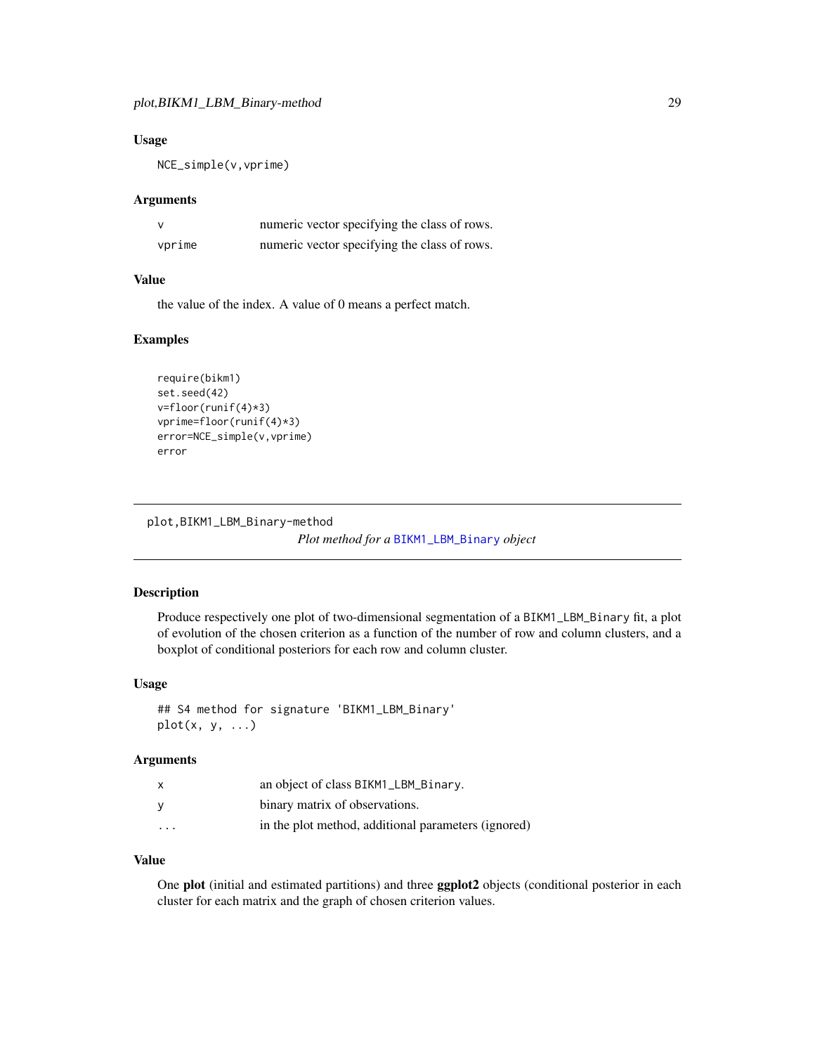### Usage

```
NCE_simple(v,vprime)
```

### Arguments

| | |
|---|---|
| v | numeric vector specifying the class of rows. |
| vprime | numeric vector specifying the class of rows. |

### Value

the value of the index. A value of 0 means a perfect match.

### Examples

```
require(bikm1)
set.seed(42)
v=floor(runif(4)*3)
vprime=floor(runif(4)*3)
error=NCE_simple(v,vprime)
error
```

---

## plot,BIKM1_LBM_Binary-method

*Plot method for a* BIKM1_LBM_Binary *object*

---

### Description

Produce respectively one plot of two-dimensional segmentation of a BIKM1_LBM_Binary fit, a plot of evolution of the chosen criterion as a function of the number of row and column clusters, and a boxplot of conditional posteriors for each row and column cluster.

### Usage

```
## S4 method for signature 'BIKM1_LBM_Binary'
plot(x, y, ...)
```

### Arguments

| | |
|---|---|
| x | an object of class BIKM1_LBM_Binary. |
| y | binary matrix of observations. |
| ... | in the plot method, additional parameters (ignored) |

### Value

One **plot** (initial and estimated partitions) and three **ggplot2** objects (conditional posterior in each cluster for each matrix and the graph of chosen criterion values.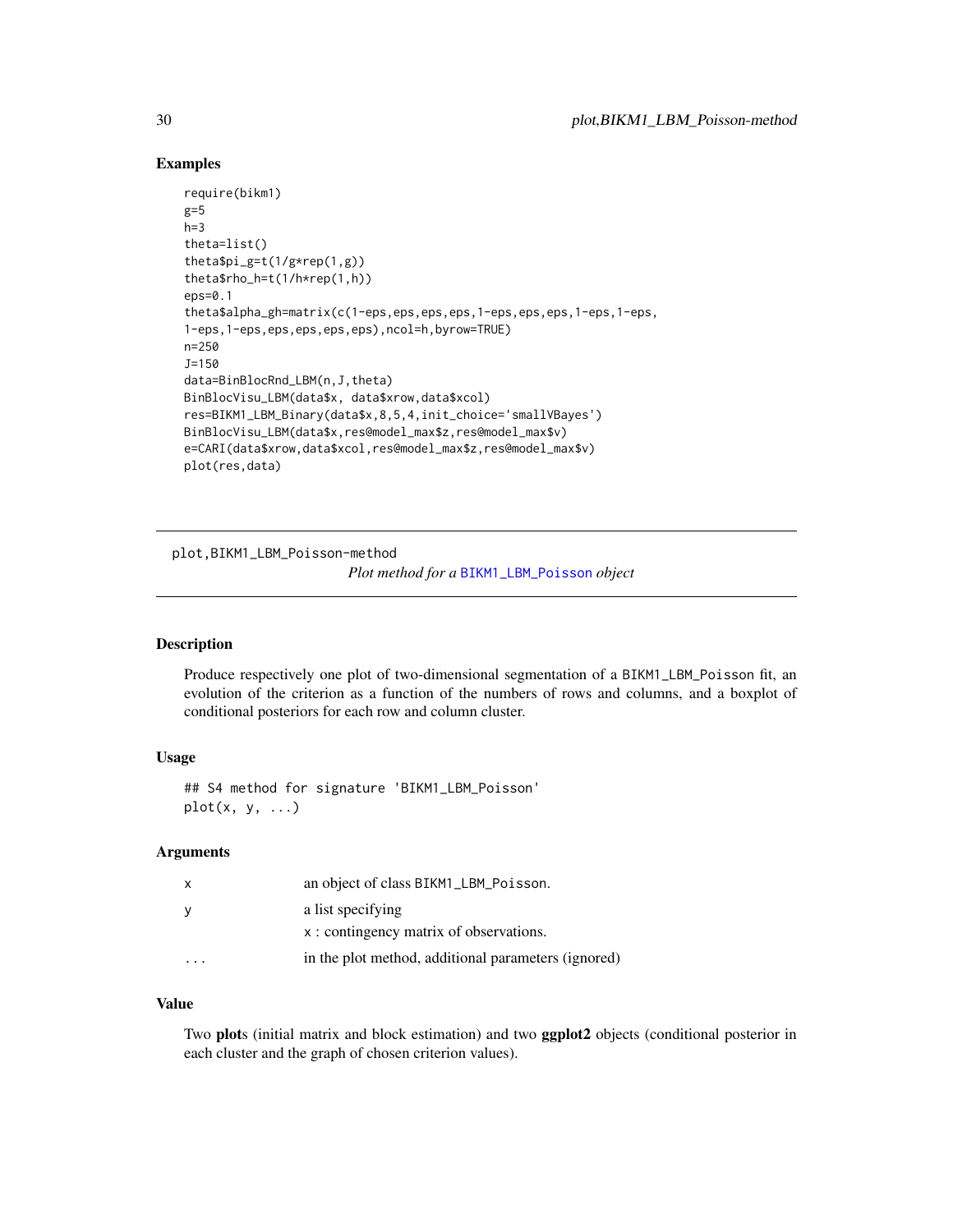## Examples

```
require(bikm1)
g=5
h=3
theta=list()
theta$pi_g=t(1/g*rep(1,g))
theta$rho_h=t(1/h*rep(1,h))
eps=0.1
theta$alpha_gh=matrix(c(1-eps,eps,eps,eps,1-eps,eps,eps,1-eps,1-eps,
1-eps,1-eps,eps,eps,eps,eps),ncol=h,byrow=TRUE)
n=250
J=150
data=BinBlocRnd_LBM(n,J,theta)
BinBlocVisu_LBM(data$x, data$xrow,data$xcol)
res=BIKM1_LBM_Binary(data$x,8,5,4,init_choice='smallVBayes')
BinBlocVisu_LBM(data$x,res@model_max$z,res@model_max$v)
e=CARI(data$xrow,data$xcol,res@model_max$z,res@model_max$v)
plot(res,data)
```

---

# plot,BIKM1_LBM_Poisson-method

*Plot method for a BIKM1_LBM_Poisson object*

---

## Description

Produce respectively one plot of two-dimensional segmentation of a BIKM1_LBM_Poisson fit, an evolution of the criterion as a function of the numbers of rows and columns, and a boxplot of conditional posteriors for each row and column cluster.

## Usage

```
## S4 method for signature 'BIKM1_LBM_Poisson'
plot(x, y, ...)
```

## Arguments

| | |
|---|---|
| x | an object of class BIKM1_LBM_Poisson. |
| y | a list specifying<br>x : contingency matrix of observations. |
| ... | in the plot method, additional parameters (ignored) |

## Value

Two **plot**s (initial matrix and block estimation) and two **ggplot2** objects (conditional posterior in each cluster and the graph of chosen criterion values).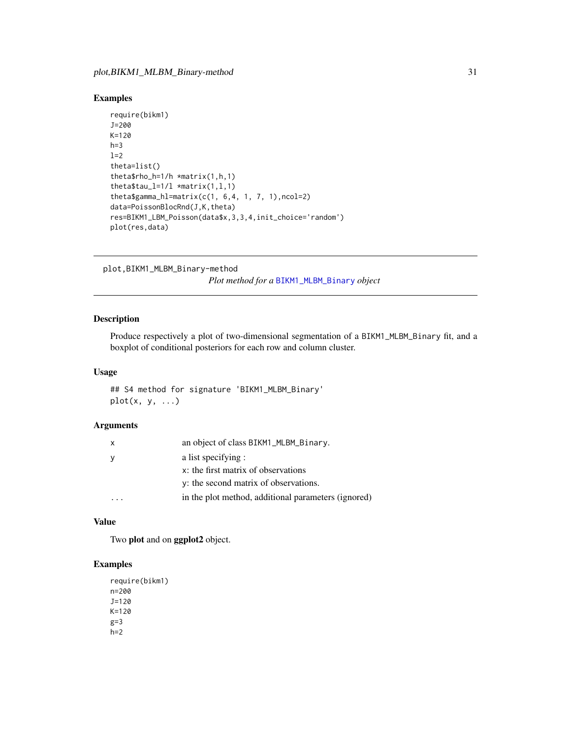## Examples

```
require(bikm1)
J=200
K=120
h=3
l=2
theta=list()
theta$rho_h=1/h *matrix(1,h,1)
theta$tau_l=1/l *matrix(1,l,1)
theta$gamma_hl=matrix(c(1, 6,4, 1, 7, 1),ncol=2)
data=PoissonBlocRnd(J,K,theta)
res=BIKM1_LBM_Poisson(data$x,3,3,4,init_choice='random')
plot(res,data)
```

---

# plot,BIKM1_MLBM_Binary-method

*Plot method for a* `BIKM1_MLBM_Binary` *object*

---

## Description

Produce respectively a plot of two-dimensional segmentation of a `BIKM1_MLBM_Binary` fit, and a boxplot of conditional posteriors for each row and column cluster.

## Usage

```
## S4 method for signature 'BIKM1_MLBM_Binary'
plot(x, y, ...)
```

## Arguments

| | |
|---|---|
| `x` | an object of class `BIKM1_MLBM_Binary`. |
| `y` | a list specifying :<br>`x`: the first matrix of observations<br>`y`: the second matrix of observations. |
| `...` | in the plot method, additional parameters (ignored) |

## Value

Two **plot** and on **ggplot2** object.

## Examples

```
require(bikm1)
n=200
J=120
K=120
g=3
h=2
```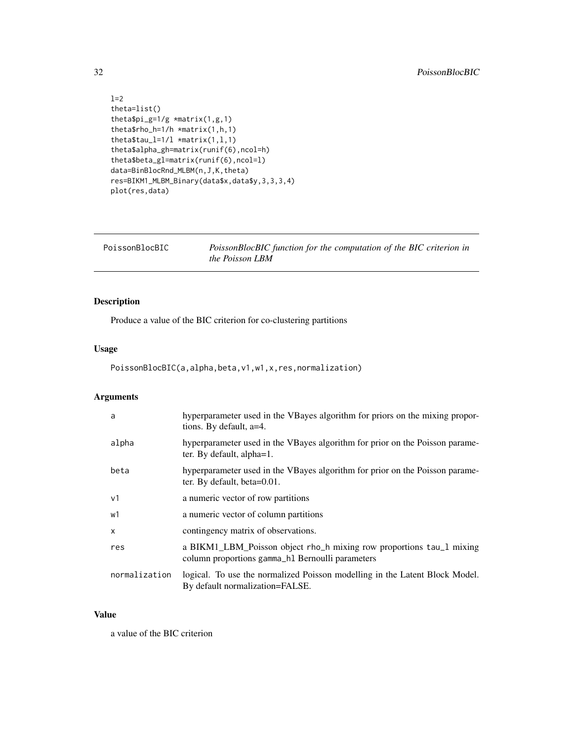```
l=2
theta=list()
theta$pi_g=1/g *matrix(1,g,1)
theta$rho_h=1/h *matrix(1,h,1)
theta$tau_l=1/l *matrix(1,l,1)
theta$alpha_gh=matrix(runif(6),ncol=h)
theta$beta_gl=matrix(runif(6),ncol=l)
data=BinBlocRnd_MLBM(n,J,K,theta)
res=BIKM1_MLBM_Binary(data$x,data$y,3,3,3,4)
plot(res,data)
```

---

## PoissonBlocBIC — *PoissonBlocBIC function for the computation of the BIC criterion in the Poisson LBM*

---

### Description

Produce a value of the BIC criterion for co-clustering partitions

### Usage

```
PoissonBlocBIC(a,alpha,beta,v1,w1,x,res,normalization)
```

### Arguments

| | |
|---|---|
| a | hyperparameter used in the VBayes algorithm for priors on the mixing proportions. By default, a=4. |
| alpha | hyperparameter used in the VBayes algorithm for prior on the Poisson parameter. By default, alpha=1. |
| beta | hyperparameter used in the VBayes algorithm for prior on the Poisson parameter. By default, beta=0.01. |
| v1 | a numeric vector of row partitions |
| w1 | a numeric vector of column partitions |
| x | contingency matrix of observations. |
| res | a BIKM1_LBM_Poisson object rho_h mixing row proportions tau_l mixing column proportions gamma_hl Bernoulli parameters |
| normalization | logical. To use the normalized Poisson modelling in the Latent Block Model. By default normalization=FALSE. |

### Value

a value of the BIC criterion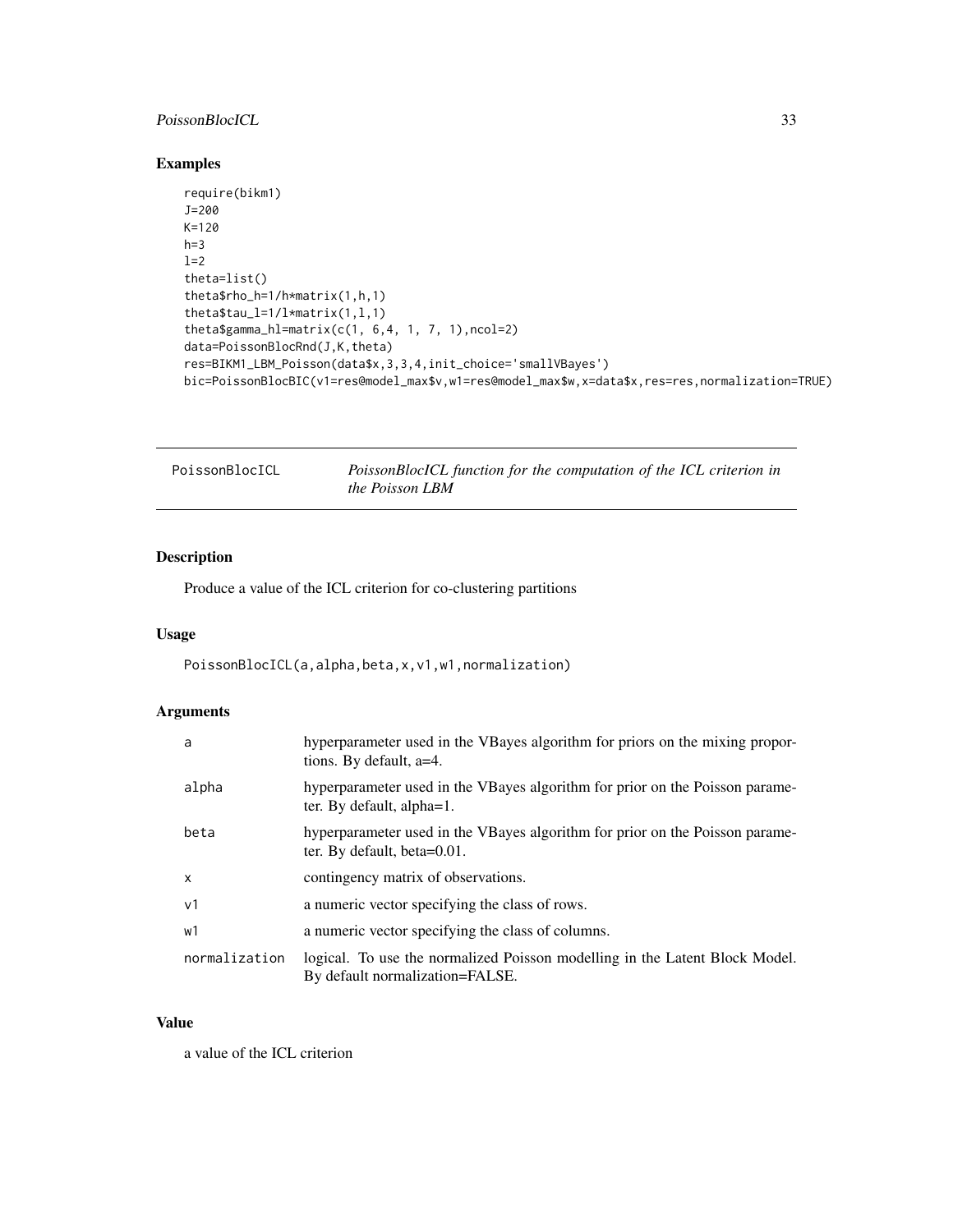## Examples

```
require(bikm1)
J=200
K=120
h=3
l=2
theta=list()
theta$rho_h=1/h*matrix(1,h,1)
theta$tau_l=1/l*matrix(1,l,1)
theta$gamma_hl=matrix(c(1, 6,4, 1, 7, 1),ncol=2)
data=PoissonBlocRnd(J,K,theta)
res=BIKM1_LBM_Poisson(data$x,3,3,4,init_choice='smallVBayes')
bic=PoissonBlocBIC(v1=res@model_max$v,w1=res@model_max$w,x=data$x,res=res,normalization=TRUE)
```

---

# PoissonBlocICL

*PoissonBlocICL function for the computation of the ICL criterion in the Poisson LBM*

## Description

Produce a value of the ICL criterion for co-clustering partitions

## Usage

```
PoissonBlocICL(a,alpha,beta,x,v1,w1,normalization)
```

## Arguments

| | |
|---|---|
| a | hyperparameter used in the VBayes algorithm for priors on the mixing proportions. By default, a=4. |
| alpha | hyperparameter used in the VBayes algorithm for prior on the Poisson parameter. By default, alpha=1. |
| beta | hyperparameter used in the VBayes algorithm for prior on the Poisson parameter. By default, beta=0.01. |
| x | contingency matrix of observations. |
| v1 | a numeric vector specifying the class of rows. |
| w1 | a numeric vector specifying the class of columns. |
| normalization | logical. To use the normalized Poisson modelling in the Latent Block Model. By default normalization=FALSE. |

## Value

a value of the ICL criterion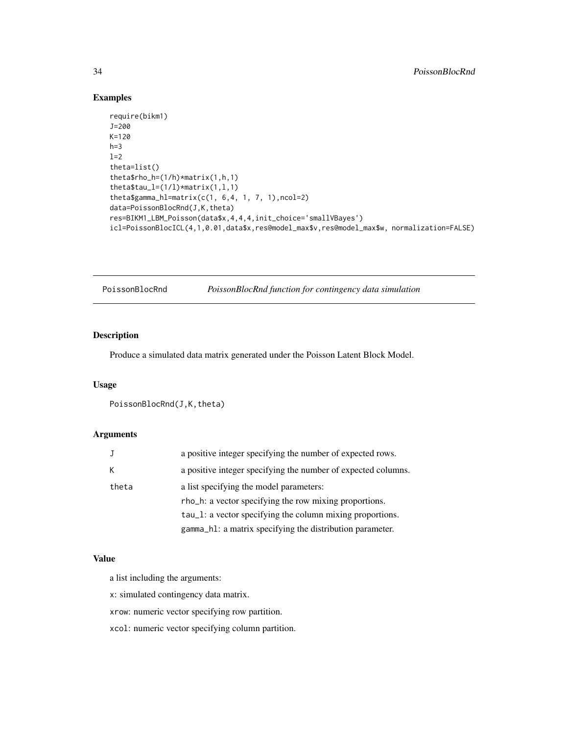## Examples

```
require(bikm1)
J=200
K=120
h=3
l=2
theta=list()
theta$rho_h=(1/h)*matrix(1,h,1)
theta$tau_l=(1/l)*matrix(1,l,1)
theta$gamma_hl=matrix(c(1, 6,4, 1, 7, 1),ncol=2)
data=PoissonBlocRnd(J,K,theta)
res=BIKM1_LBM_Poisson(data$x,4,4,4,init_choice='smallVBayes')
icl=PoissonBlocICL(4,1,0.01,data$x,res@model_max$v,res@model_max$w, normalization=FALSE)
```

---

# PoissonBlocRnd — *PoissonBlocRnd function for contingency data simulation*

## Description

Produce a simulated data matrix generated under the Poisson Latent Block Model.

## Usage

```
PoissonBlocRnd(J,K,theta)
```

## Arguments

| | |
|---|---|
| J | a positive integer specifying the number of expected rows. |
| K | a positive integer specifying the number of expected columns. |
| theta | a list specifying the model parameters:<br>rho_h: a vector specifying the row mixing proportions.<br>tau_l: a vector specifying the column mixing proportions.<br>gamma_hl: a matrix specifying the distribution parameter. |

## Value

a list including the arguments:

x: simulated contingency data matrix.

xrow: numeric vector specifying row partition.

xcol: numeric vector specifying column partition.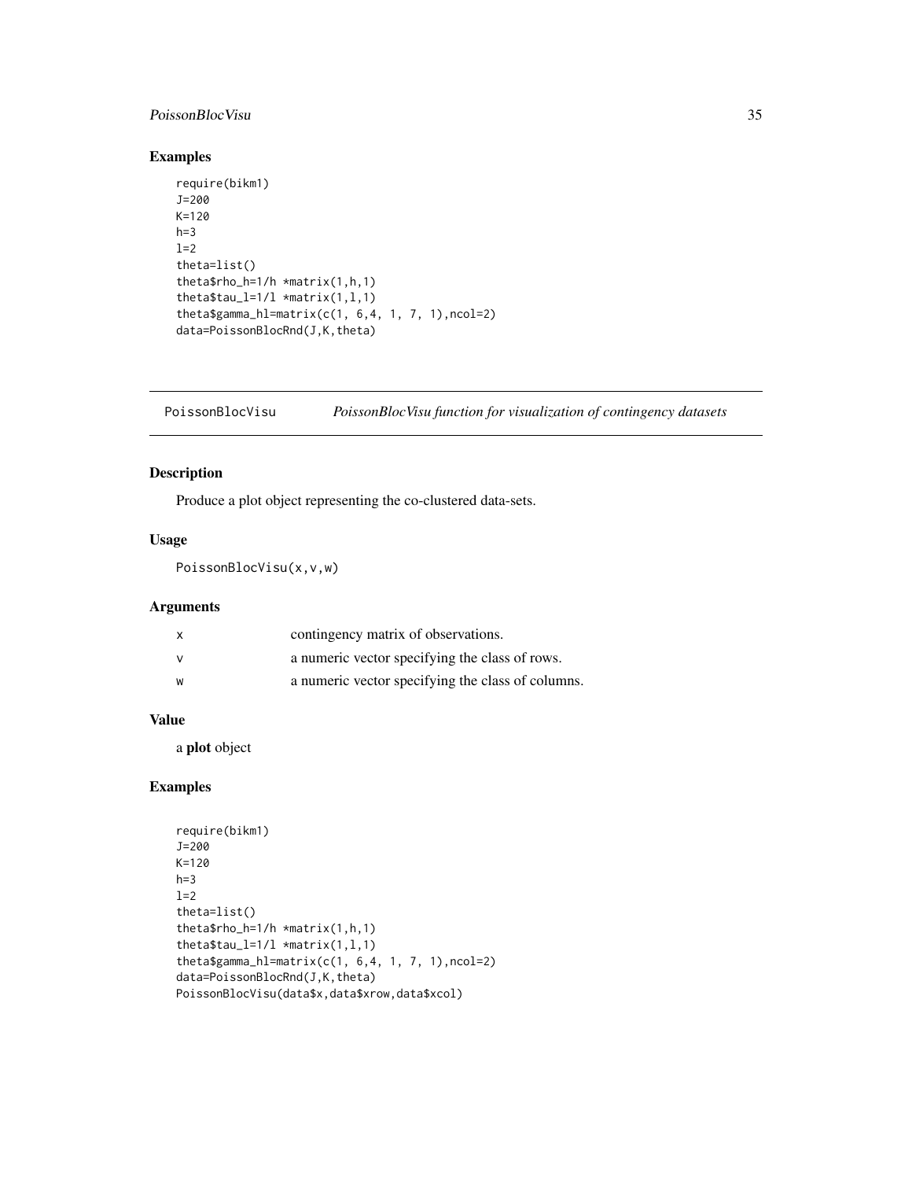## Examples

```
require(bikm1)
J=200
K=120
h=3
l=2
theta=list()
theta$rho_h=1/h *matrix(1,h,1)
theta$tau_l=1/l *matrix(1,l,1)
theta$gamma_hl=matrix(c(1, 6,4, 1, 7, 1),ncol=2)
data=PoissonBlocRnd(J,K,theta)
```

---

# PoissonBlocVisu    *PoissonBlocVisu function for visualization of contingency datasets*

---

## Description

Produce a plot object representing the co-clustered data-sets.

## Usage

```
PoissonBlocVisu(x,v,w)
```

## Arguments

| | |
|---|---|
| x | contingency matrix of observations. |
| v | a numeric vector specifying the class of rows. |
| w | a numeric vector specifying the class of columns. |

## Value

a **plot** object

## Examples

```
require(bikm1)
J=200
K=120
h=3
l=2
theta=list()
theta$rho_h=1/h *matrix(1,h,1)
theta$tau_l=1/l *matrix(1,l,1)
theta$gamma_hl=matrix(c(1, 6,4, 1, 7, 1),ncol=2)
data=PoissonBlocRnd(J,K,theta)
PoissonBlocVisu(data$x,data$xrow,data$xcol)
```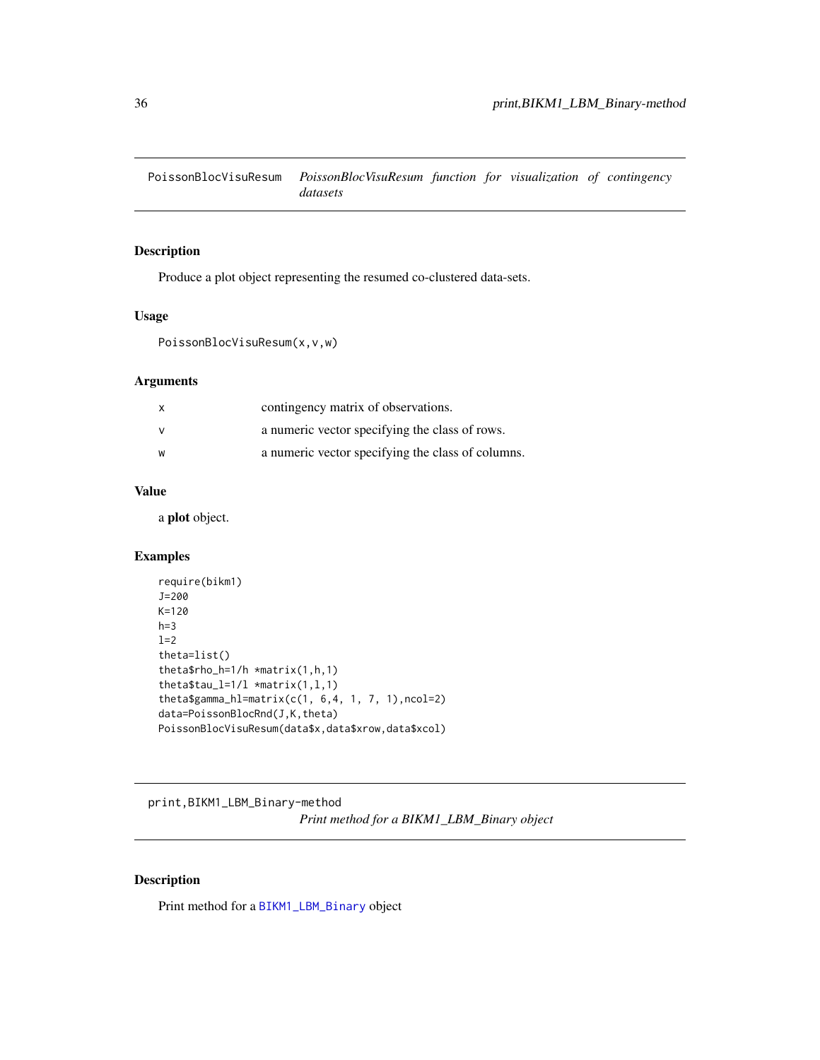## PoissonBlocVisuResum — *PoissonBlocVisuResum function for visualization of contingency datasets*

### Description

Produce a plot object representing the resumed co-clustered data-sets.

### Usage

```
PoissonBlocVisuResum(x,v,w)
```

### Arguments

| | |
|---|---|
| x | contingency matrix of observations. |
| v | a numeric vector specifying the class of rows. |
| w | a numeric vector specifying the class of columns. |

### Value

a **plot** object.

### Examples

```
require(bikm1)
J=200
K=120
h=3
l=2
theta=list()
theta$rho_h=1/h *matrix(1,h,1)
theta$tau_l=1/l *matrix(1,l,1)
theta$gamma_hl=matrix(c(1, 6,4, 1, 7, 1),ncol=2)
data=PoissonBlocRnd(J,K,theta)
PoissonBlocVisuResum(data$x,data$xrow,data$xcol)
```

## print,BIKM1_LBM_Binary-method — *Print method for a BIKM1_LBM_Binary object*

### Description

Print method for a `BIKM1_LBM_Binary` object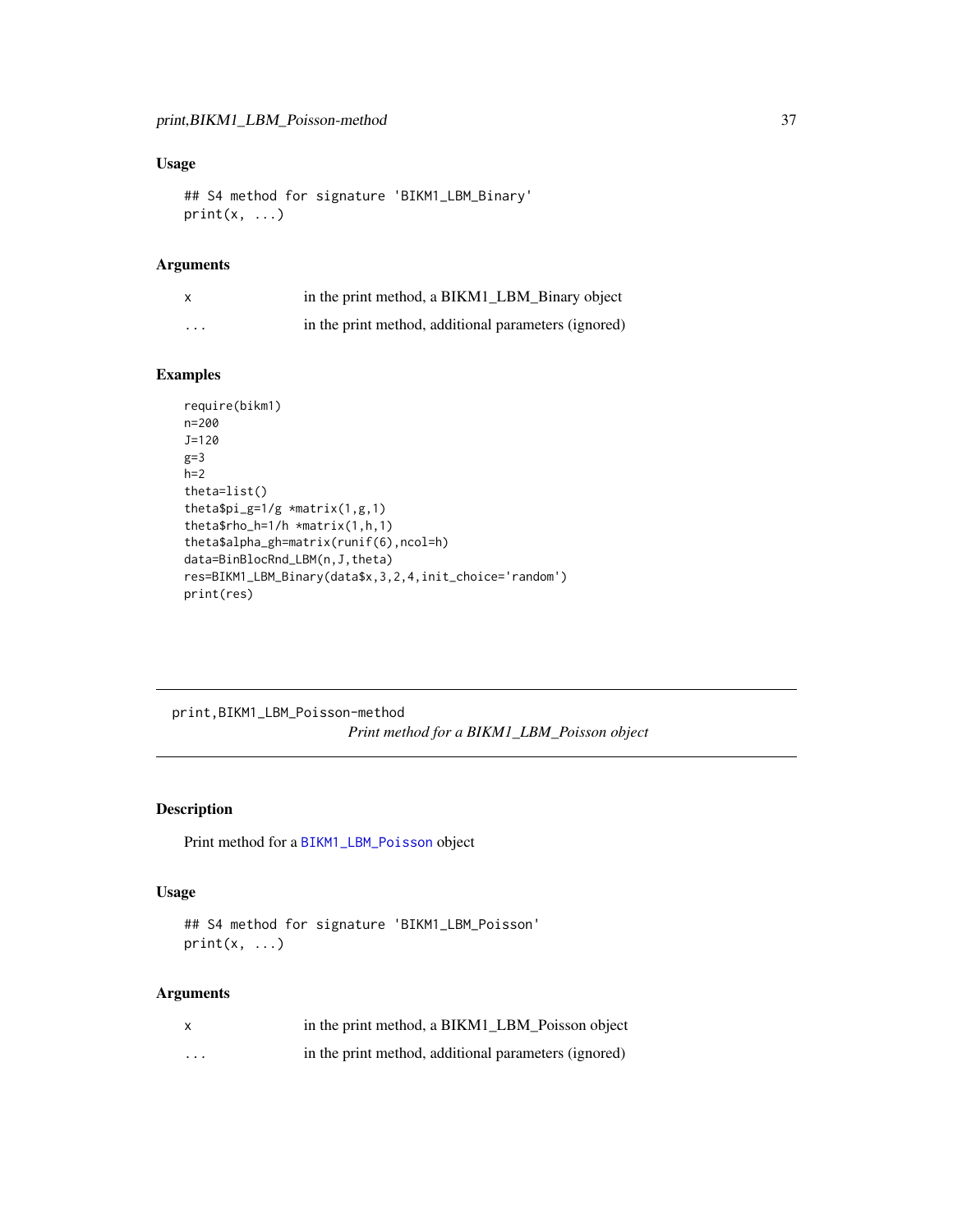## Usage

```
## S4 method for signature 'BIKM1_LBM_Binary'
print(x, ...)
```

## Arguments

| | |
|---|---|
| x | in the print method, a BIKM1_LBM_Binary object |
| ... | in the print method, additional parameters (ignored) |

## Examples

```
require(bikm1)
n=200
J=120
g=3
h=2
theta=list()
theta$pi_g=1/g *matrix(1,g,1)
theta$rho_h=1/h *matrix(1,h,1)
theta$alpha_gh=matrix(runif(6),ncol=h)
data=BinBlocRnd_LBM(n,J,theta)
res=BIKM1_LBM_Binary(data$x,3,2,4,init_choice='random')
print(res)
```

---

# print,BIKM1_LBM_Poisson-method

*Print method for a BIKM1_LBM_Poisson object*

---

## Description

Print method for a BIKM1_LBM_Poisson object

## Usage

```
## S4 method for signature 'BIKM1_LBM_Poisson'
print(x, ...)
```

## Arguments

| | |
|---|---|
| x | in the print method, a BIKM1_LBM_Poisson object |
| ... | in the print method, additional parameters (ignored) |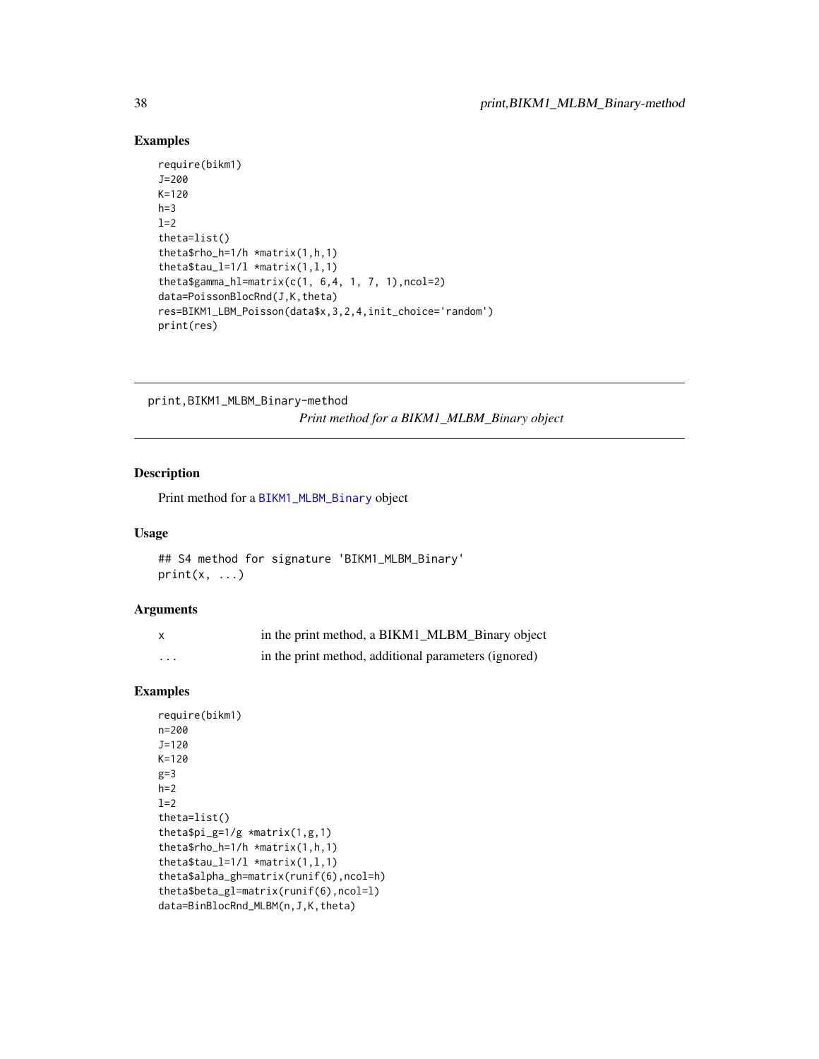### Examples

```
require(bikm1)
J=200
K=120
h=3
l=2
theta=list()
theta$rho_h=1/h *matrix(1,h,1)
theta$tau_l=1/l *matrix(1,l,1)
theta$gamma_hl=matrix(c(1, 6,4, 1, 7, 1),ncol=2)
data=PoissonBlocRnd(J,K,theta)
res=BIKM1_LBM_Poisson(data$x,3,2,4,init_choice='random')
print(res)
```

---

## print,BIKM1_MLBM_Binary-method

*Print method for a BIKM1_MLBM_Binary object*

---

### Description

Print method for a BIKM1_MLBM_Binary object

### Usage

```
## S4 method for signature 'BIKM1_MLBM_Binary'
print(x, ...)
```

### Arguments

| | |
|---|---|
| x | in the print method, a BIKM1_MLBM_Binary object |
| ... | in the print method, additional parameters (ignored) |

### Examples

```
require(bikm1)
n=200
J=120
K=120
g=3
h=2
l=2
theta=list()
theta$pi_g=1/g *matrix(1,g,1)
theta$rho_h=1/h *matrix(1,h,1)
theta$tau_l=1/l *matrix(1,l,1)
theta$alpha_gh=matrix(runif(6),ncol=h)
theta$beta_gl=matrix(runif(6),ncol=l)
data=BinBlocRnd_MLBM(n,J,K,theta)
```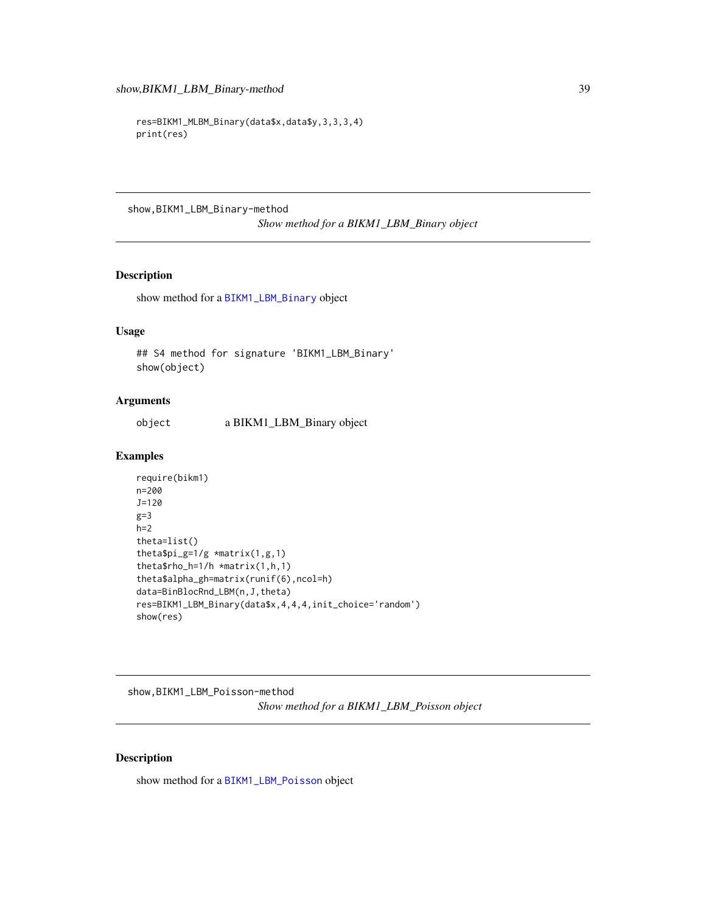```
res=BIKM1_MLBM_Binary(data$x,data$y,3,3,3,4)
print(res)
```

## show,BIKM1_LBM_Binary-method

*Show method for a BIKM1_LBM_Binary object*

### Description

show method for a BIKM1_LBM_Binary object

### Usage

```
## S4 method for signature 'BIKM1_LBM_Binary'
show(object)
```

### Arguments

| | |
|---|---|
| object | a BIKM1_LBM_Binary object |

### Examples

```
require(bikm1)
n=200
J=120
g=3
h=2
theta=list()
theta$pi_g=1/g *matrix(1,g,1)
theta$rho_h=1/h *matrix(1,h,1)
theta$alpha_gh=matrix(runif(6),ncol=h)
data=BinBlocRnd_LBM(n,J,theta)
res=BIKM1_LBM_Binary(data$x,4,4,4,init_choice='random')
show(res)
```

## show,BIKM1_LBM_Poisson-method

*Show method for a BIKM1_LBM_Poisson object*

### Description

show method for a BIKM1_LBM_Poisson object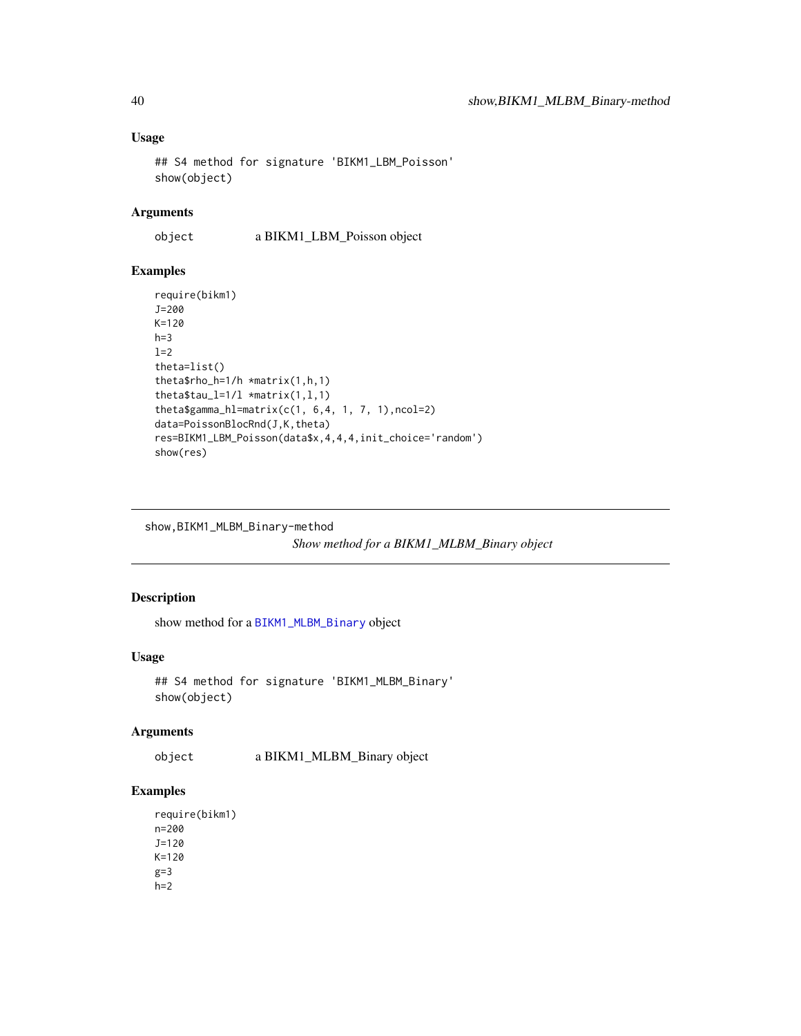## Usage

```
## S4 method for signature 'BIKM1_LBM_Poisson'
show(object)
```

## Arguments

| | |
|---|---|
| object | a BIKM1_LBM_Poisson object |

## Examples

```
require(bikm1)
J=200
K=120
h=3
l=2
theta=list()
theta$rho_h=1/h *matrix(1,h,1)
theta$tau_l=1/l *matrix(1,l,1)
theta$gamma_hl=matrix(c(1, 6,4, 1, 7, 1),ncol=2)
data=PoissonBlocRnd(J,K,theta)
res=BIKM1_LBM_Poisson(data$x,4,4,4,init_choice='random')
show(res)
```

---

# show,BIKM1_MLBM_Binary-method

*Show method for a BIKM1_MLBM_Binary object*

## Description

show method for a BIKM1_MLBM_Binary object

## Usage

```
## S4 method for signature 'BIKM1_MLBM_Binary'
show(object)
```

## Arguments

| | |
|---|---|
| object | a BIKM1_MLBM_Binary object |

## Examples

```
require(bikm1)
n=200
J=120
K=120
g=3
h=2
```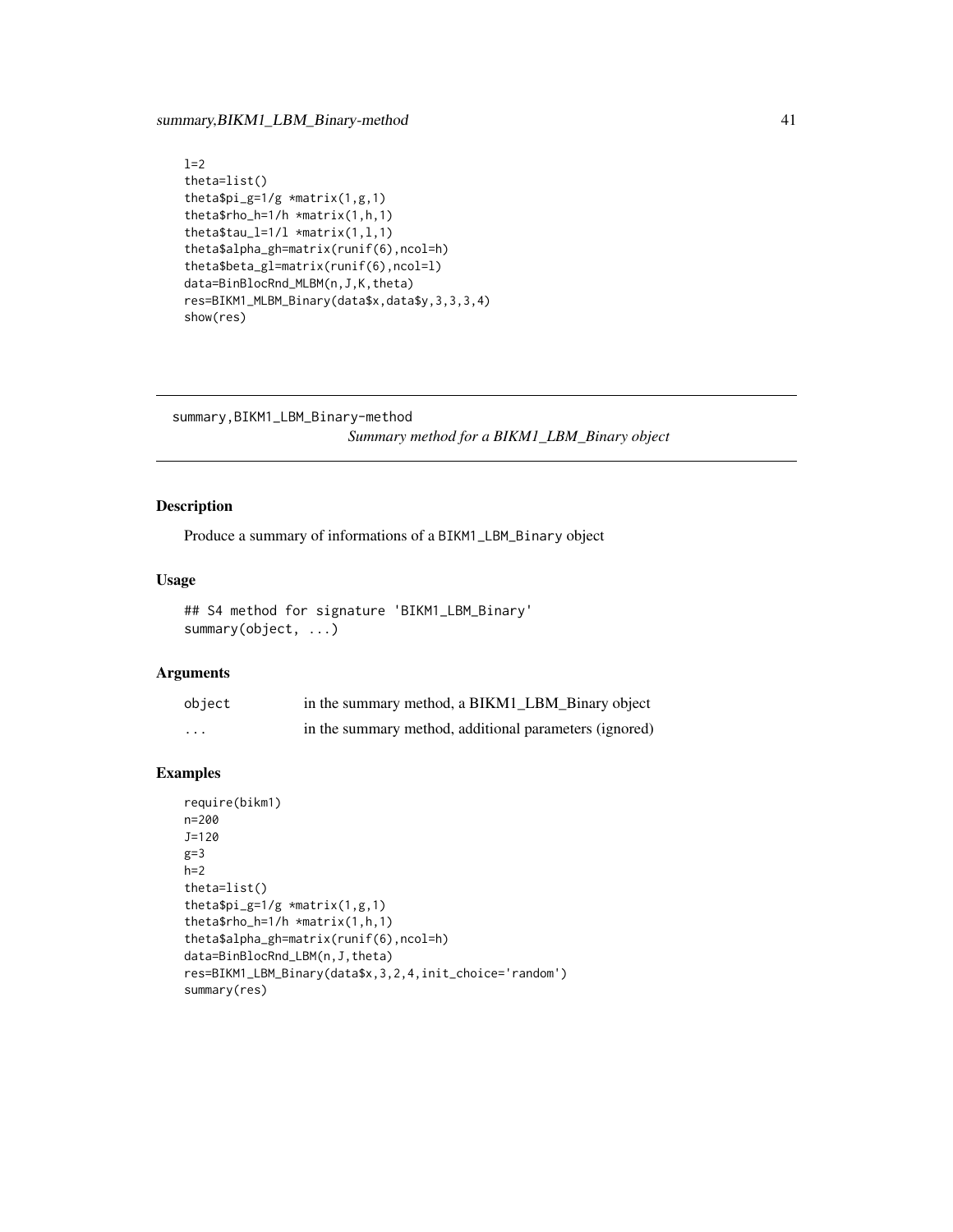```
l=2
theta=list()
theta$pi_g=1/g *matrix(1,g,1)
theta$rho_h=1/h *matrix(1,h,1)
theta$tau_l=1/l *matrix(1,l,1)
theta$alpha_gh=matrix(runif(6),ncol=h)
theta$beta_gl=matrix(runif(6),ncol=l)
data=BinBlocRnd_MLBM(n,J,K,theta)
res=BIKM1_MLBM_Binary(data$x,data$y,3,3,3,4)
show(res)
```

---

## summary,BIKM1_LBM_Binary-method

*Summary method for a BIKM1_LBM_Binary object*

---

### Description

Produce a summary of informations of a `BIKM1_LBM_Binary` object

### Usage

```
## S4 method for signature 'BIKM1_LBM_Binary'
summary(object, ...)
```

### Arguments

| | |
|---|---|
| `object` | in the summary method, a BIKM1_LBM_Binary object |
| `...` | in the summary method, additional parameters (ignored) |

### Examples

```
require(bikm1)
n=200
J=120
g=3
h=2
theta=list()
theta$pi_g=1/g *matrix(1,g,1)
theta$rho_h=1/h *matrix(1,h,1)
theta$alpha_gh=matrix(runif(6),ncol=h)
data=BinBlocRnd_LBM(n,J,theta)
res=BIKM1_LBM_Binary(data$x,3,2,4,init_choice='random')
summary(res)
```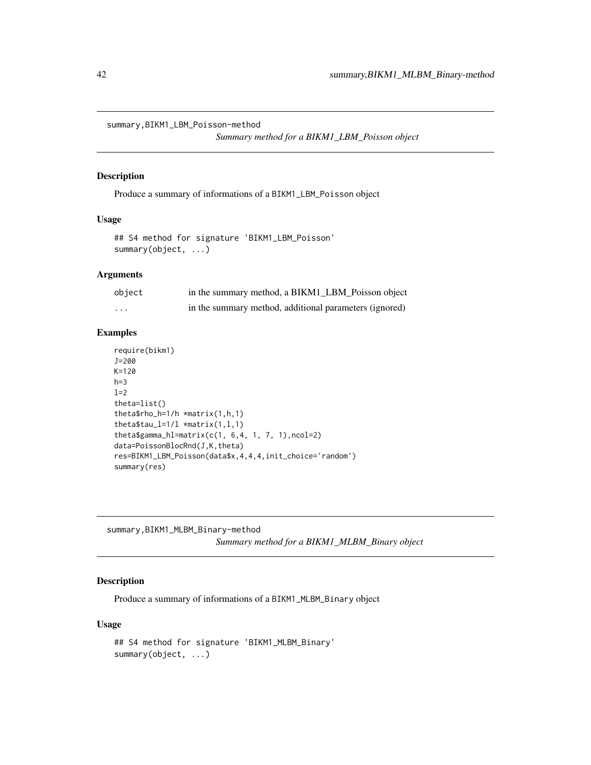## summary,BIKM1_LBM_Poisson-method

*Summary method for a BIKM1_LBM_Poisson object*

### Description

Produce a summary of informations of a BIKM1_LBM_Poisson object

### Usage

```
## S4 method for signature 'BIKM1_LBM_Poisson'
summary(object, ...)
```

### Arguments

| | |
|---|---|
| object | in the summary method, a BIKM1_LBM_Poisson object |
| ... | in the summary method, additional parameters (ignored) |

### Examples

```
require(bikm1)
J=200
K=120
h=3
l=2
theta=list()
theta$rho_h=1/h *matrix(1,h,1)
theta$tau_l=1/l *matrix(1,l,1)
theta$gamma_hl=matrix(c(1, 6,4, 1, 7, 1),ncol=2)
data=PoissonBlocRnd(J,K,theta)
res=BIKM1_LBM_Poisson(data$x,4,4,4,init_choice='random')
summary(res)
```

## summary,BIKM1_MLBM_Binary-method

*Summary method for a BIKM1_MLBM_Binary object*

### Description

Produce a summary of informations of a BIKM1_MLBM_Binary object

### Usage

```
## S4 method for signature 'BIKM1_MLBM_Binary'
summary(object, ...)
```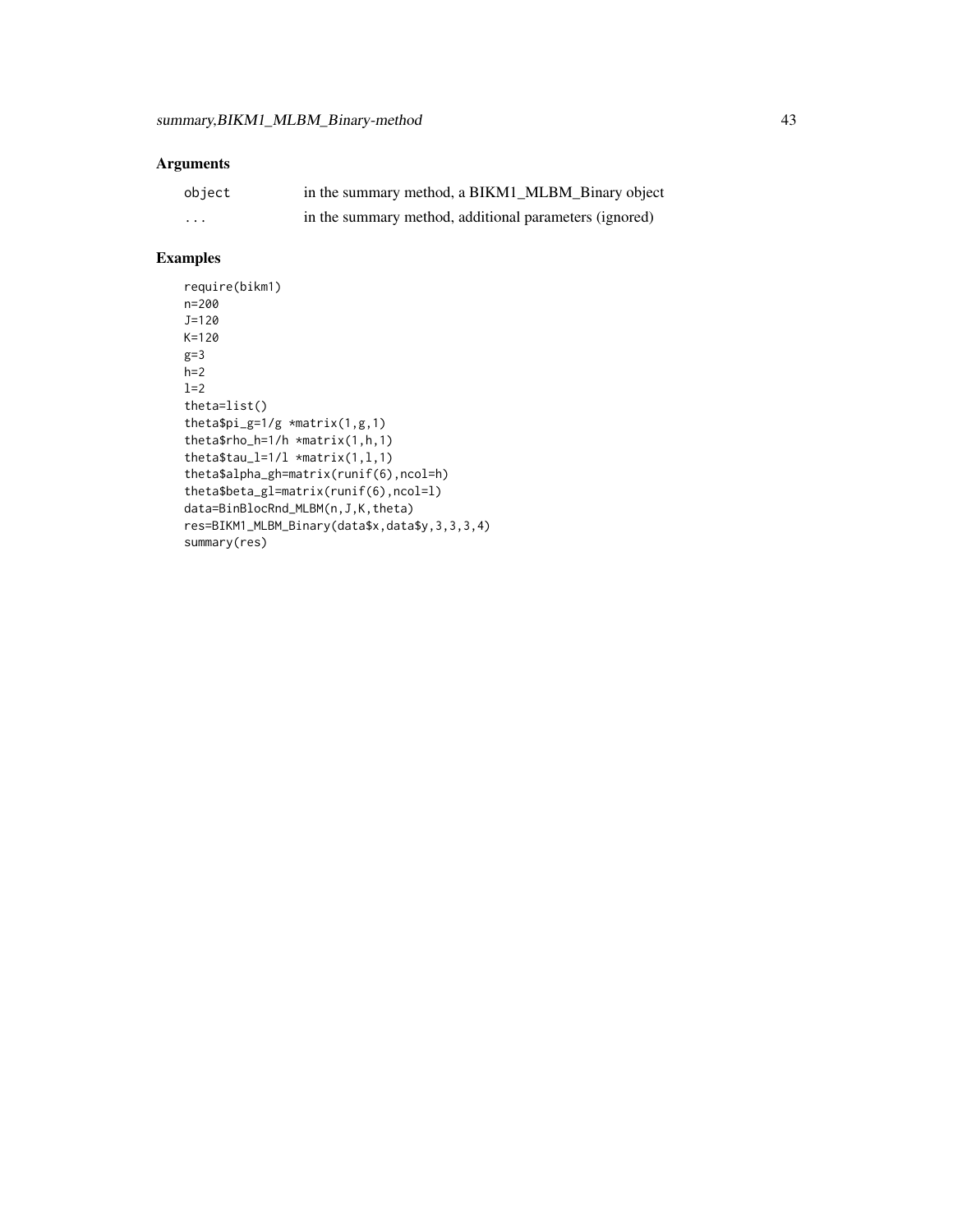## Arguments

| | |
|---|---|
| object | in the summary method, a BIKM1_MLBM_Binary object |
| ... | in the summary method, additional parameters (ignored) |

## Examples

```
require(bikm1)
n=200
J=120
K=120
g=3
h=2
l=2
theta=list()
theta$pi_g=1/g *matrix(1,g,1)
theta$rho_h=1/h *matrix(1,h,1)
theta$tau_l=1/l *matrix(1,l,1)
theta$alpha_gh=matrix(runif(6),ncol=h)
theta$beta_gl=matrix(runif(6),ncol=l)
data=BinBlocRnd_MLBM(n,J,K,theta)
res=BIKM1_MLBM_Binary(data$x,data$y,3,3,3,4)
summary(res)
```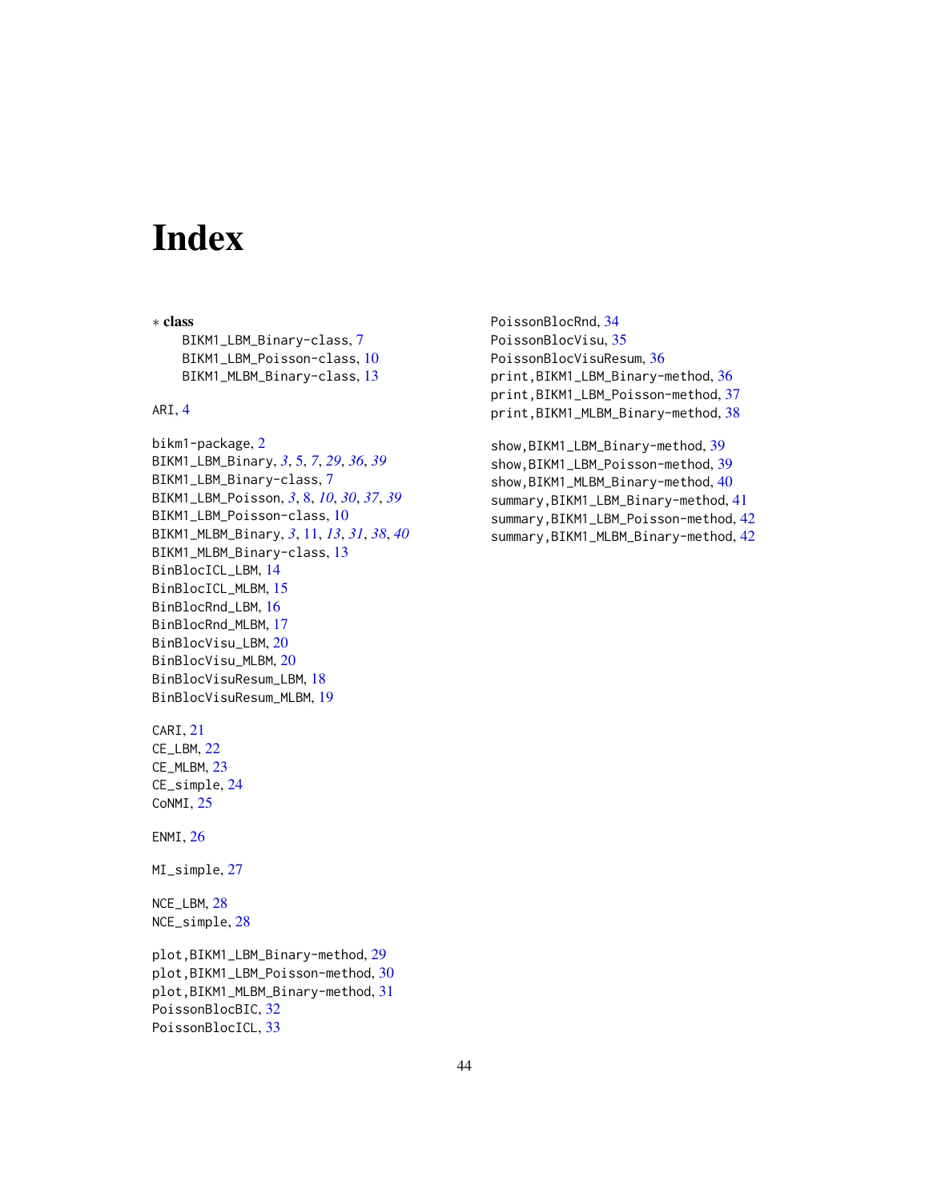# Index

∗ **class**

BIKM1_LBM_Binary-class, 7
BIKM1_LBM_Poisson-class, 10
BIKM1_MLBM_Binary-class, 13

ARI, 4

bikm1-package, 2
BIKM1_LBM_Binary, *3*, *5*, *7*, *29*, *36*, *39*
BIKM1_LBM_Binary-class, 7
BIKM1_LBM_Poisson, *3*, 8, *10*, *30*, *37*, *39*
BIKM1_LBM_Poisson-class, 10
BIKM1_MLBM_Binary, *3*, 11, *13*, *31*, *38*, *40*
BIKM1_MLBM_Binary-class, 13
BinBlocICL_LBM, 14
BinBlocICL_MLBM, 15
BinBlocRnd_LBM, 16
BinBlocRnd_MLBM, 17
BinBlocVisu_LBM, 20
BinBlocVisu_MLBM, 20
BinBlocVisuResum_LBM, 18
BinBlocVisuResum_MLBM, 19

CARI, 21
CE_LBM, 22
CE_MLBM, 23
CE_simple, 24
CoNMI, 25

ENMI, 26

MI_simple, 27

NCE_LBM, 28
NCE_simple, 28

plot,BIKM1_LBM_Binary-method, 29
plot,BIKM1_LBM_Poisson-method, 30
plot,BIKM1_MLBM_Binary-method, 31
PoissonBlocBIC, 32
PoissonBlocICL, 33
PoissonBlocRnd, 34
PoissonBlocVisu, 35
PoissonBlocVisuResum, 36
print,BIKM1_LBM_Binary-method, 36
print,BIKM1_LBM_Poisson-method, 37
print,BIKM1_MLBM_Binary-method, 38

show,BIKM1_LBM_Binary-method, 39
show,BIKM1_LBM_Poisson-method, 39
show,BIKM1_MLBM_Binary-method, 40
summary,BIKM1_LBM_Binary-method, 41
summary,BIKM1_LBM_Poisson-method, 42
summary,BIKM1_MLBM_Binary-method, 42